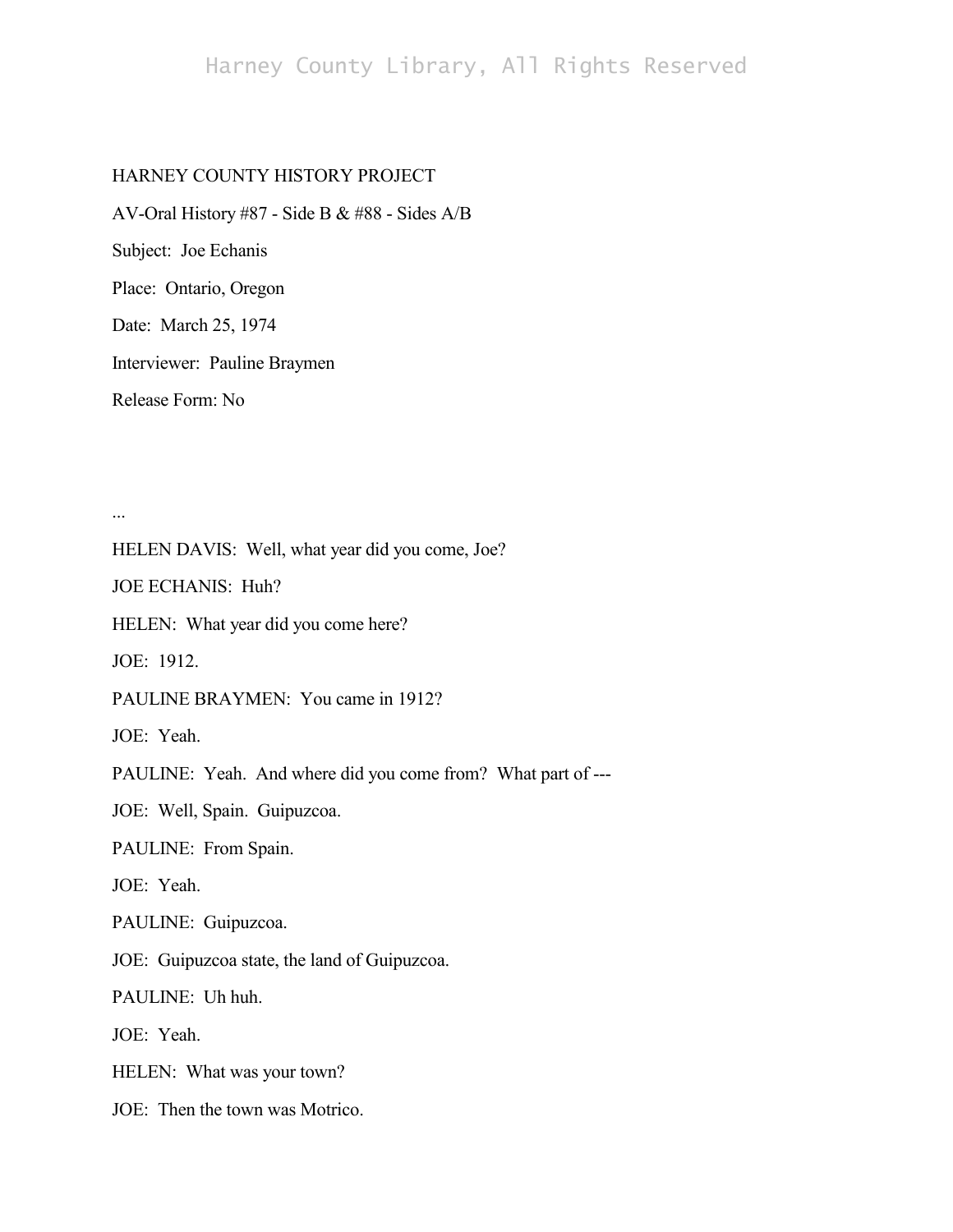HARNEY COUNTY HISTORY PROJECT

AV-Oral History #87 - Side B & #88 - Sides A/B

Subject: Joe Echanis

Place: Ontario, Oregon

Date: March 25, 1974

Interviewer: Pauline Braymen

Release Form: No

...

HELEN DAVIS: Well, what year did you come, Joe?

JOE ECHANIS: Huh?

HELEN: What year did you come here?

JOE: 1912.

PAULINE BRAYMEN: You came in 1912?

JOE: Yeah.

PAULINE: Yeah. And where did you come from? What part of ---

JOE: Well, Spain. Guipuzcoa.

PAULINE: From Spain.

JOE: Yeah.

PAULINE: Guipuzcoa.

JOE: Guipuzcoa state, the land of Guipuzcoa.

PAULINE: Uh huh.

JOE: Yeah.

HELEN: What was your town?

JOE: Then the town was Motrico.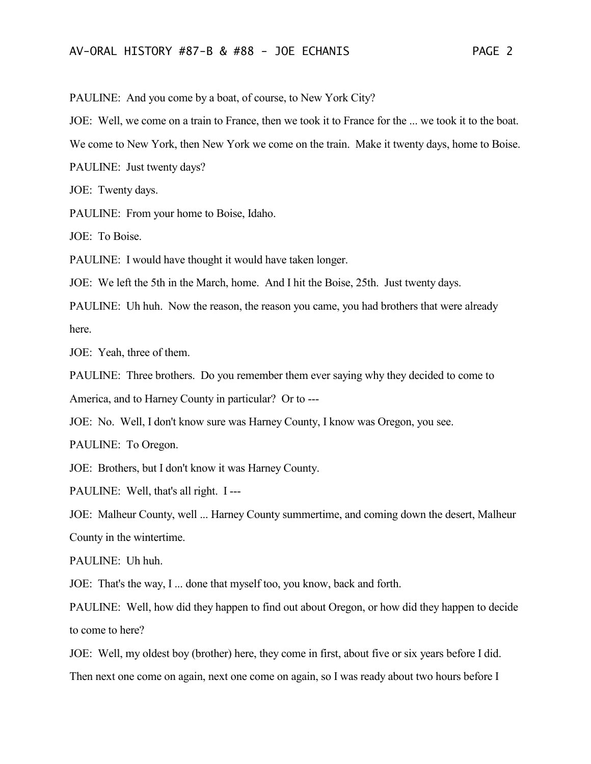PAULINE: And you come by a boat, of course, to New York City?

JOE: Well, we come on a train to France, then we took it to France for the ... we took it to the boat. We come to New York, then New York we come on the train. Make it twenty days, home to Boise.

PAULINE: Just twenty days?

JOE: Twenty days.

PAULINE: From your home to Boise, Idaho.

JOE: To Boise.

PAULINE: I would have thought it would have taken longer.

JOE: We left the 5th in the March, home. And I hit the Boise, 25th. Just twenty days.

PAULINE: Uh huh. Now the reason, the reason you came, you had brothers that were already here.

JOE: Yeah, three of them.

PAULINE: Three brothers. Do you remember them ever saying why they decided to come to America, and to Harney County in particular? Or to ---

JOE: No. Well, I don't know sure was Harney County, I know was Oregon, you see.

PAULINE: To Oregon.

JOE: Brothers, but I don't know it was Harney County.

PAULINE: Well, that's all right. I ---

JOE: Malheur County, well ... Harney County summertime, and coming down the desert, Malheur County in the wintertime.

PAULINE: Uh huh.

JOE: That's the way, I ... done that myself too, you know, back and forth.

PAULINE: Well, how did they happen to find out about Oregon, or how did they happen to decide to come to here?

JOE: Well, my oldest boy (brother) here, they come in first, about five or six years before I did. Then next one come on again, next one come on again, so I was ready about two hours before I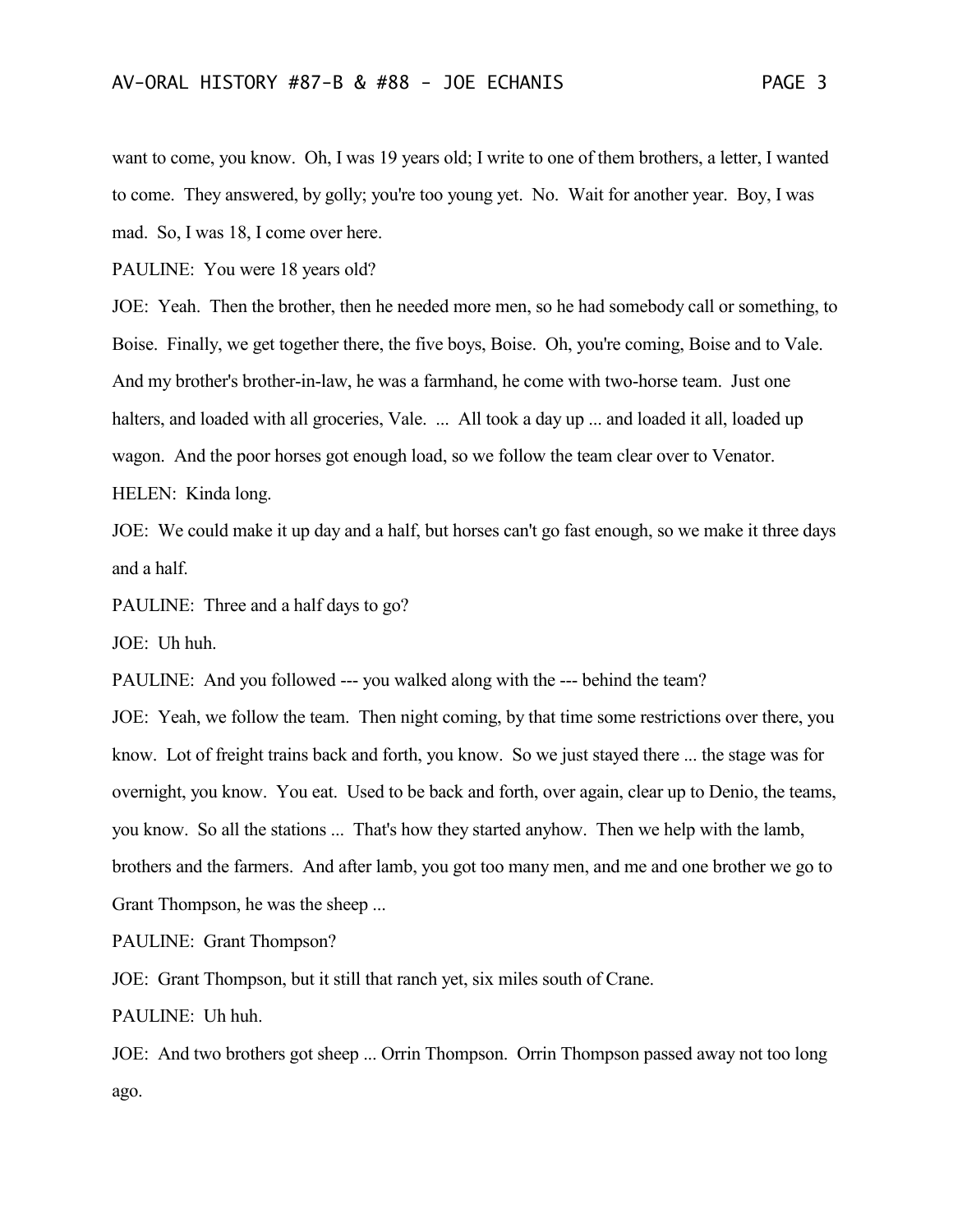want to come, you know. Oh, I was 19 years old; I write to one of them brothers, a letter, I wanted to come. They answered, by golly; you're too young yet. No. Wait for another year. Boy, I was mad. So, I was 18, I come over here.

PAULINE: You were 18 years old?

JOE: Yeah. Then the brother, then he needed more men, so he had somebody call or something, to Boise. Finally, we get together there, the five boys, Boise. Oh, you're coming, Boise and to Vale. And my brother's brother-in-law, he was a farmhand, he come with two-horse team. Just one halters, and loaded with all groceries, Vale. ... All took a day up ... and loaded it all, loaded up wagon. And the poor horses got enough load, so we follow the team clear over to Venator.

HELEN: Kinda long.

JOE: We could make it up day and a half, but horses can't go fast enough, so we make it three days and a half.

PAULINE: Three and a half days to go?

JOE: Uh huh.

PAULINE: And you followed --- you walked along with the --- behind the team?

JOE: Yeah, we follow the team. Then night coming, by that time some restrictions over there, you know. Lot of freight trains back and forth, you know. So we just stayed there ... the stage was for overnight, you know. You eat. Used to be back and forth, over again, clear up to Denio, the teams, you know. So all the stations ... That's how they started anyhow. Then we help with the lamb, brothers and the farmers. And after lamb, you got too many men, and me and one brother we go to Grant Thompson, he was the sheep ...

PAULINE: Grant Thompson?

JOE: Grant Thompson, but it still that ranch yet, six miles south of Crane.

PAULINE: Uh huh.

JOE: And two brothers got sheep ... Orrin Thompson. Orrin Thompson passed away not too long ago.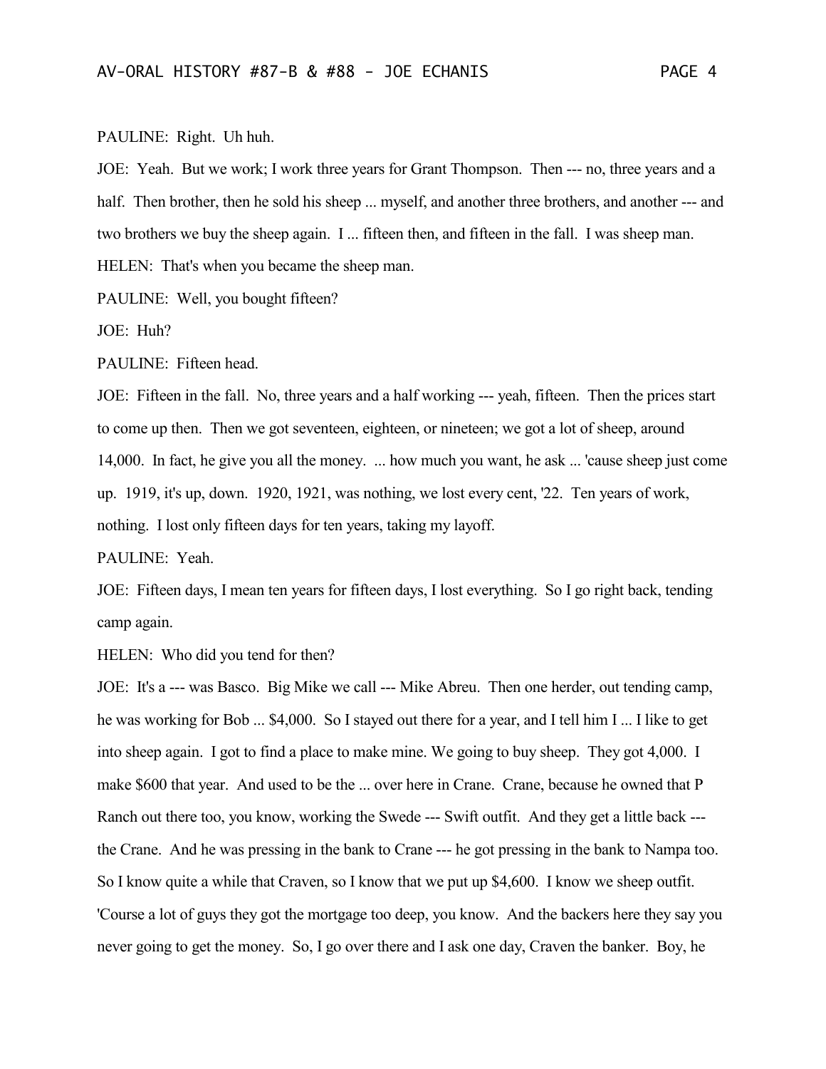PAULINE: Right. Uh huh.

JOE: Yeah. But we work; I work three years for Grant Thompson. Then --- no, three years and a half. Then brother, then he sold his sheep ... myself, and another three brothers, and another --- and two brothers we buy the sheep again. I ... fifteen then, and fifteen in the fall. I was sheep man.

HELEN: That's when you became the sheep man.

PAULINE: Well, you bought fifteen?

JOE: Huh?

PAULINE: Fifteen head.

JOE: Fifteen in the fall. No, three years and a half working --- yeah, fifteen. Then the prices start to come up then. Then we got seventeen, eighteen, or nineteen; we got a lot of sheep, around 14,000. In fact, he give you all the money. ... how much you want, he ask ... 'cause sheep just come up. 1919, it's up, down. 1920, 1921, was nothing, we lost every cent, '22. Ten years of work, nothing. I lost only fifteen days for ten years, taking my layoff.

PAULINE: Yeah.

JOE: Fifteen days, I mean ten years for fifteen days, I lost everything. So I go right back, tending camp again.

HELEN: Who did you tend for then?

JOE: It's a --- was Basco. Big Mike we call --- Mike Abreu. Then one herder, out tending camp, he was working for Bob ... $4,000. So I stayed out there for a year, and I tell him I ... I like to get into sheep again. I got to find a place to make mine. We going to buy sheep. They got 4,000. I make $600 that year. And used to be the ... over here in Crane. Crane, because he owned that P Ranch out there too, you know, working the Swede --- Swift outfit. And they get a little back --- the Crane. And he was pressing in the bank to Crane --- he got pressing in the bank to Nampa too. So I know quite a while that Craven, so I know that we put up $4,600. I know we sheep outfit. 'Course a lot of guys they got the mortgage too deep, you know. And the backers here they say you never going to get the money. So, I go over there and I ask one day, Craven the banker. Boy, he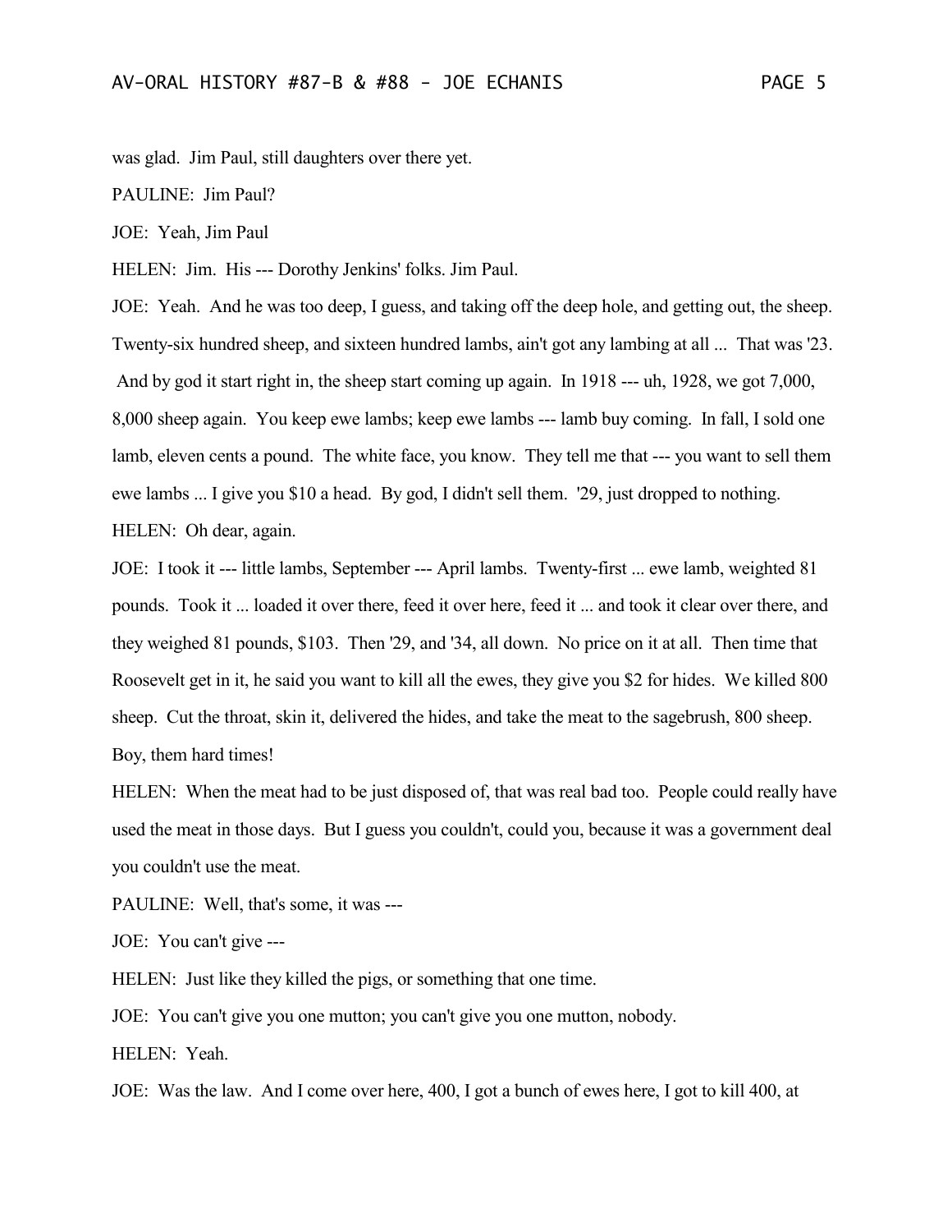was glad. Jim Paul, still daughters over there yet.

PAULINE: Jim Paul?

JOE: Yeah, Jim Paul

HELEN: Jim. His --- Dorothy Jenkins' folks. Jim Paul.

JOE: Yeah. And he was too deep, I guess, and taking off the deep hole, and getting out, the sheep. Twenty-six hundred sheep, and sixteen hundred lambs, ain't got any lambing at all ... That was '23. And by god it start right in, the sheep start coming up again. In 1918 --- uh, 1928, we got 7,000, 8,000 sheep again. You keep ewe lambs; keep ewe lambs --- lamb buy coming. In fall, I sold one lamb, eleven cents a pound. The white face, you know. They tell me that --- you want to sell them ewe lambs ... I give you $10 a head. By god, I didn't sell them. '29, just dropped to nothing.

HELEN: Oh dear, again.

JOE: I took it --- little lambs, September --- April lambs. Twenty-first ... ewe lamb, weighted 81 pounds. Took it ... loaded it over there, feed it over here, feed it ... and took it clear over there, and they weighed 81 pounds, $103. Then '29, and '34, all down. No price on it at all. Then time that Roosevelt get in it, he said you want to kill all the ewes, they give you $2 for hides. We killed 800 sheep. Cut the throat, skin it, delivered the hides, and take the meat to the sagebrush, 800 sheep. Boy, them hard times!

HELEN: When the meat had to be just disposed of, that was real bad too. People could really have used the meat in those days. But I guess you couldn't, could you, because it was a government deal you couldn't use the meat.

PAULINE: Well, that's some, it was ---

JOE: You can't give ---

HELEN: Just like they killed the pigs, or something that one time.

JOE: You can't give you one mutton; you can't give you one mutton, nobody.

HELEN: Yeah.

JOE: Was the law. And I come over here, 400, I got a bunch of ewes here, I got to kill 400, at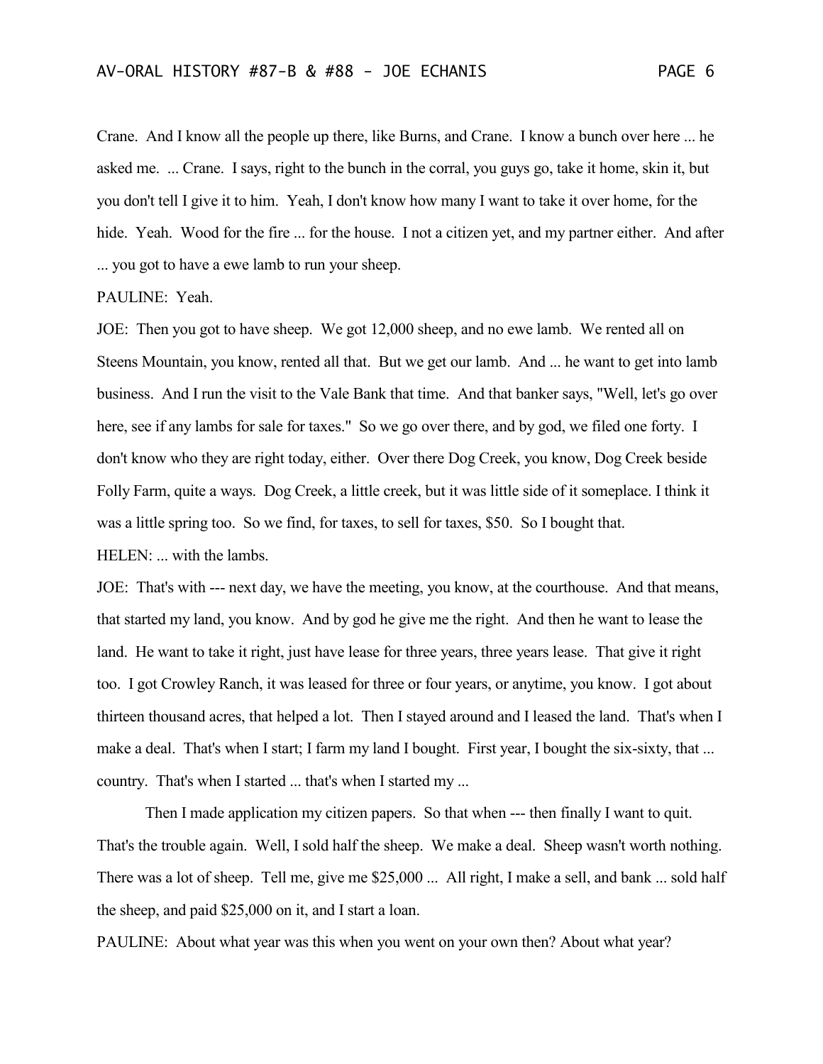Crane. And I know all the people up there, like Burns, and Crane. I know a bunch over here ... he asked me. ... Crane. I says, right to the bunch in the corral, you guys go, take it home, skin it, but you don't tell I give it to him. Yeah, I don't know how many I want to take it over home, for the hide. Yeah. Wood for the fire ... for the house. I not a citizen yet, and my partner either. And after ... you got to have a ewe lamb to run your sheep.

PAULINE: Yeah.

JOE: Then you got to have sheep. We got 12,000 sheep, and no ewe lamb. We rented all on Steens Mountain, you know, rented all that. But we get our lamb. And ... he want to get into lamb business. And I run the visit to the Vale Bank that time. And that banker says, "Well, let's go over here, see if any lambs for sale for taxes." So we go over there, and by god, we filed one forty. I don't know who they are right today, either. Over there Dog Creek, you know, Dog Creek beside Folly Farm, quite a ways. Dog Creek, a little creek, but it was little side of it someplace. I think it was a little spring too. So we find, for taxes, to sell for taxes, $50. So I bought that.

HELEN: ... with the lambs.

JOE: That's with --- next day, we have the meeting, you know, at the courthouse. And that means, that started my land, you know. And by god he give me the right. And then he want to lease the land. He want to take it right, just have lease for three years, three years lease. That give it right too. I got Crowley Ranch, it was leased for three or four years, or anytime, you know. I got about thirteen thousand acres, that helped a lot. Then I stayed around and I leased the land. That's when I make a deal. That's when I start; I farm my land I bought. First year, I bought the six-sixty, that ... country. That's when I started ... that's when I started my ...

Then I made application my citizen papers. So that when --- then finally I want to quit. That's the trouble again. Well, I sold half the sheep. We make a deal. Sheep wasn't worth nothing. There was a lot of sheep. Tell me, give me $25,000 ... All right, I make a sell, and bank ... sold half the sheep, and paid $25,000 on it, and I start a loan.

PAULINE: About what year was this when you went on your own then? About what year?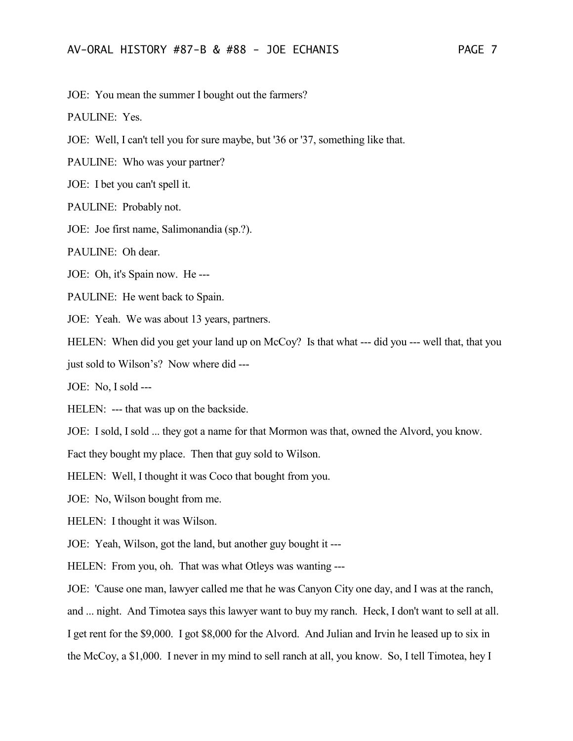JOE: You mean the summer I bought out the farmers?

PAULINE: Yes.

JOE: Well, I can't tell you for sure maybe, but '36 or '37, something like that.

PAULINE: Who was your partner?

JOE: I bet you can't spell it.

PAULINE: Probably not.

JOE: Joe first name, Salimonandia (sp.?).

PAULINE: Oh dear.

JOE: Oh, it's Spain now. He ---

PAULINE: He went back to Spain.

JOE: Yeah. We was about 13 years, partners.

HELEN: When did you get your land up on McCoy? Is that what --- did you --- well that, that you just sold to Wilson's? Now where did ---

JOE: No, I sold ---

HELEN: --- that was up on the backside.

JOE: I sold, I sold ... they got a name for that Mormon was that, owned the Alvord, you know. Fact they bought my place. Then that guy sold to Wilson.

HELEN: Well, I thought it was Coco that bought from you.

JOE: No, Wilson bought from me.

HELEN: I thought it was Wilson.

JOE: Yeah, Wilson, got the land, but another guy bought it ---

HELEN: From you, oh. That was what Otleys was wanting ---

JOE: 'Cause one man, lawyer called me that he was Canyon City one day, and I was at the ranch, and ... night. And Timotea says this lawyer want to buy my ranch. Heck, I don't want to sell at all. I get rent for the $9,000. I got $8,000 for the Alvord. And Julian and Irvin he leased up to six in the McCoy, a $1,000. I never in my mind to sell ranch at all, you know. So, I tell Timotea, hey I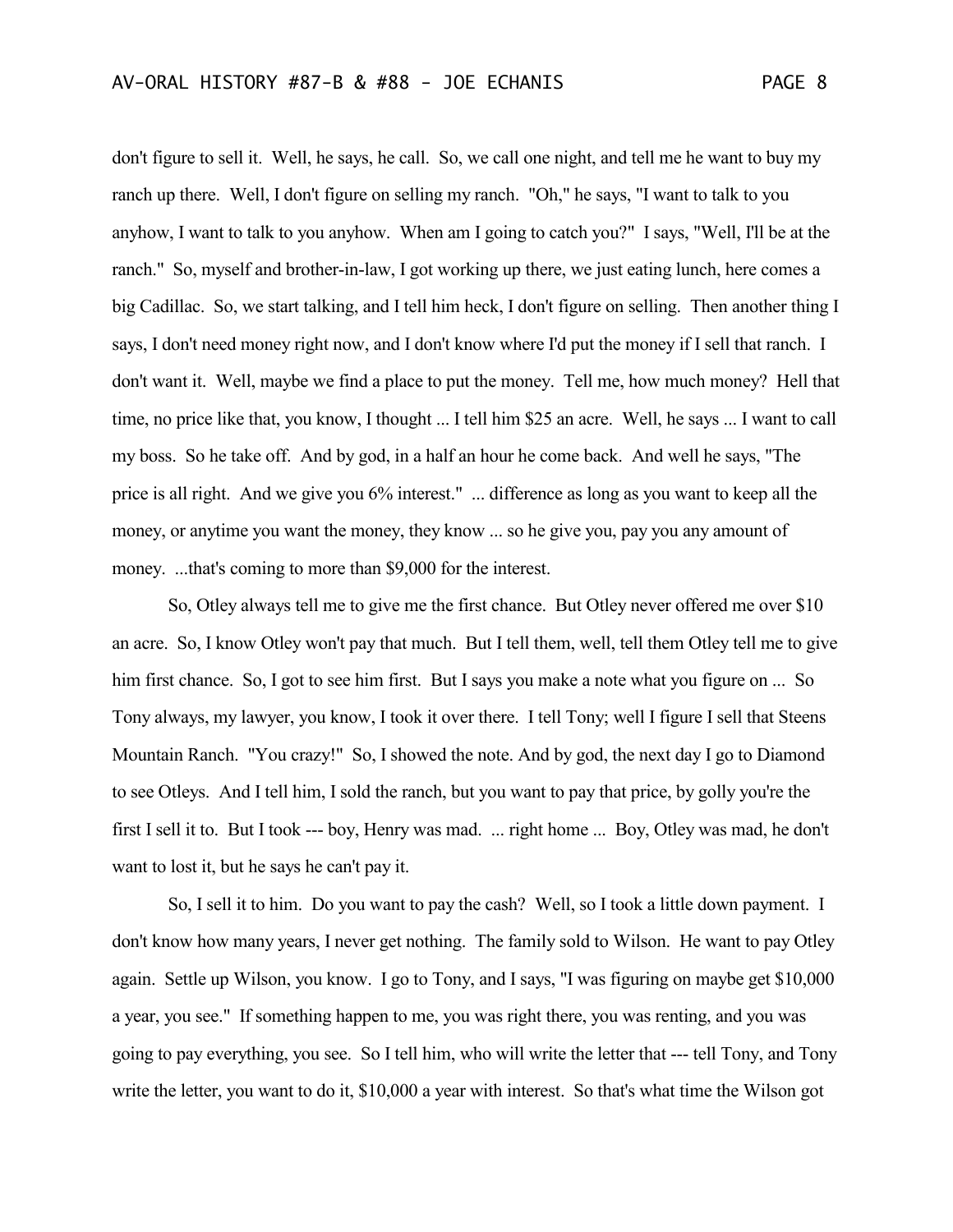don't figure to sell it. Well, he says, he call. So, we call one night, and tell me he want to buy my ranch up there. Well, I don't figure on selling my ranch. "Oh," he says, "I want to talk to you anyhow, I want to talk to you anyhow. When am I going to catch you?" I says, "Well, I'll be at the ranch." So, myself and brother-in-law, I got working up there, we just eating lunch, here comes a big Cadillac. So, we start talking, and I tell him heck, I don't figure on selling. Then another thing I says, I don't need money right now, and I don't know where I'd put the money if I sell that ranch. I don't want it. Well, maybe we find a place to put the money. Tell me, how much money? Hell that time, no price like that, you know, I thought ... I tell him $25 an acre. Well, he says ... I want to call my boss. So he take off. And by god, in a half an hour he come back. And well he says, "The price is all right. And we give you 6% interest." ... difference as long as you want to keep all the money, or anytime you want the money, they know ... so he give you, pay you any amount of money. ...that's coming to more than $9,000 for the interest.

So, Otley always tell me to give me the first chance. But Otley never offered me over $10 an acre. So, I know Otley won't pay that much. But I tell them, well, tell them Otley tell me to give him first chance. So, I got to see him first. But I says you make a note what you figure on ... So Tony always, my lawyer, you know, I took it over there. I tell Tony; well I figure I sell that Steens Mountain Ranch. "You crazy!" So, I showed the note. And by god, the next day I go to Diamond to see Otleys. And I tell him, I sold the ranch, but you want to pay that price, by golly you're the first I sell it to. But I took --- boy, Henry was mad. ... right home ... Boy, Otley was mad, he don't want to lost it, but he says he can't pay it.

So, I sell it to him. Do you want to pay the cash? Well, so I took a little down payment. I don't know how many years, I never get nothing. The family sold to Wilson. He want to pay Otley again. Settle up Wilson, you know. I go to Tony, and I says, "I was figuring on maybe get $10,000 a year, you see." If something happen to me, you was right there, you was renting, and you was going to pay everything, you see. So I tell him, who will write the letter that --- tell Tony, and Tony write the letter, you want to do it, $10,000 a year with interest. So that's what time the Wilson got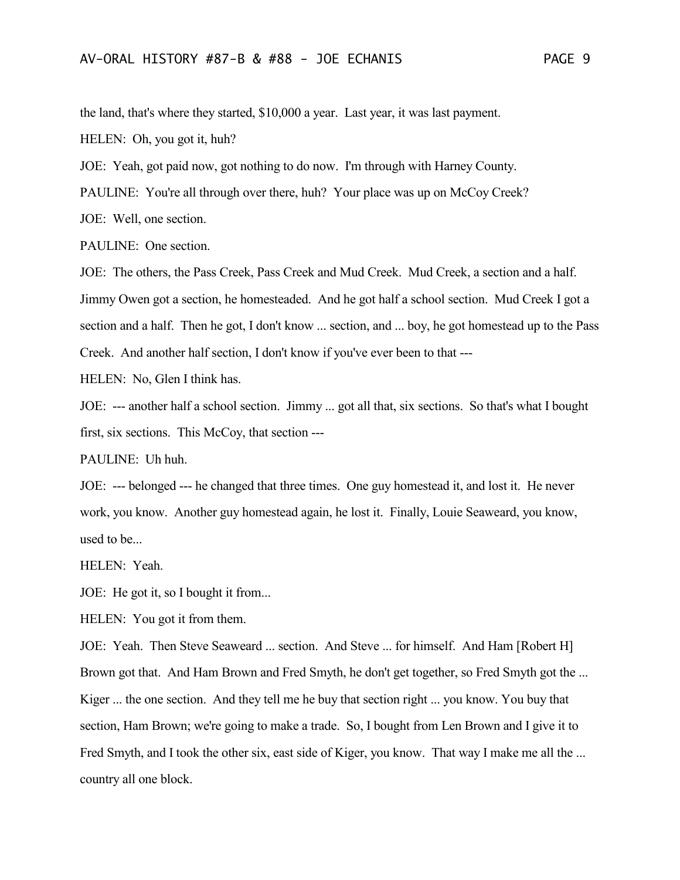the land, that's where they started, $10,000 a year. Last year, it was last payment.

HELEN: Oh, you got it, huh?

JOE: Yeah, got paid now, got nothing to do now. I'm through with Harney County.

PAULINE: You're all through over there, huh? Your place was up on McCoy Creek?

JOE: Well, one section.

PAULINE: One section.

JOE: The others, the Pass Creek, Pass Creek and Mud Creek. Mud Creek, a section and a half. Jimmy Owen got a section, he homesteaded. And he got half a school section. Mud Creek I got a section and a half. Then he got, I don't know ... section, and ... boy, he got homestead up to the Pass Creek. And another half section, I don't know if you've ever been to that ---

HELEN: No, Glen I think has.

JOE: --- another half a school section. Jimmy ... got all that, six sections. So that's what I bought first, six sections. This McCoy, that section ---

PAULINE: Uh huh.

JOE: --- belonged --- he changed that three times. One guy homestead it, and lost it. He never work, you know. Another guy homestead again, he lost it. Finally, Louie Seaweard, you know, used to be...

HELEN: Yeah.

JOE: He got it, so I bought it from...

HELEN: You got it from them.

JOE: Yeah. Then Steve Seaweard ... section. And Steve ... for himself. And Ham [Robert H] Brown got that. And Ham Brown and Fred Smyth, he don't get together, so Fred Smyth got the ... Kiger ... the one section. And they tell me he buy that section right ... you know. You buy that section, Ham Brown; we're going to make a trade. So, I bought from Len Brown and I give it to Fred Smyth, and I took the other six, east side of Kiger, you know. That way I make me all the ... country all one block.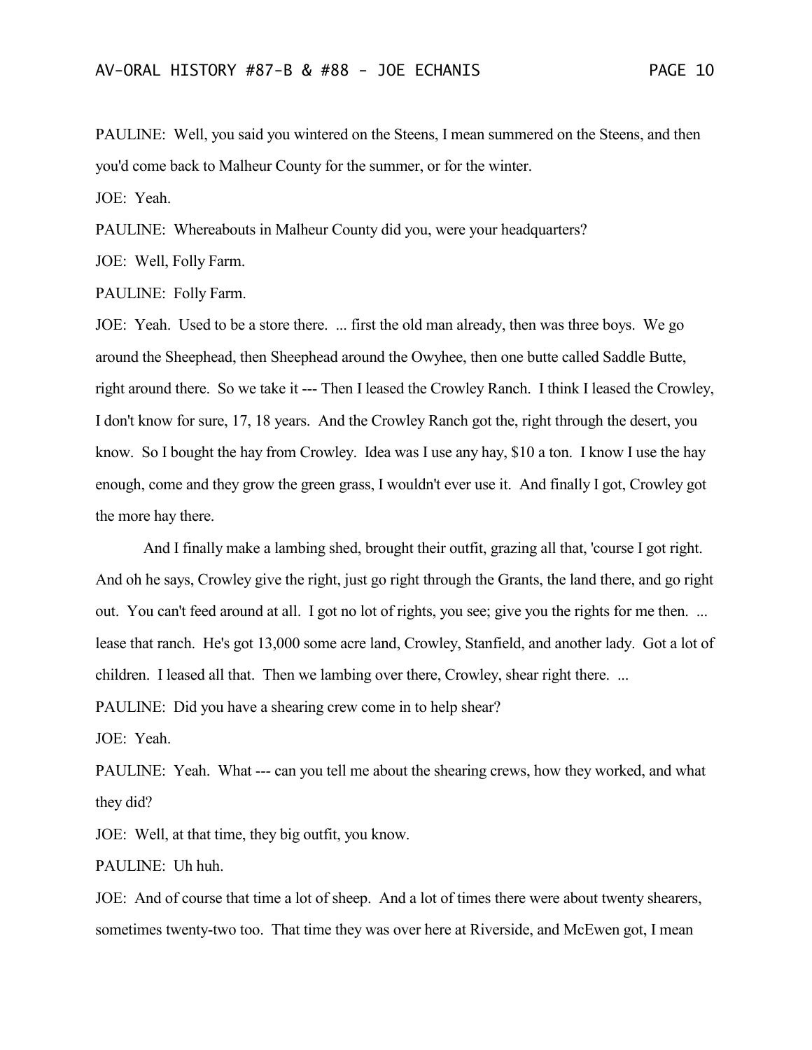PAULINE: Well, you said you wintered on the Steens, I mean summered on the Steens, and then you'd come back to Malheur County for the summer, or for the winter.

JOE: Yeah.

PAULINE: Whereabouts in Malheur County did you, were your headquarters?

JOE: Well, Folly Farm.

PAULINE: Folly Farm.

JOE: Yeah. Used to be a store there. ... first the old man already, then was three boys. We go around the Sheephead, then Sheephead around the Owyhee, then one butte called Saddle Butte, right around there. So we take it --- Then I leased the Crowley Ranch. I think I leased the Crowley, I don't know for sure, 17, 18 years. And the Crowley Ranch got the, right through the desert, you know. So I bought the hay from Crowley. Idea was I use any hay, $10 a ton. I know I use the hay enough, come and they grow the green grass, I wouldn't ever use it. And finally I got, Crowley got the more hay there.

And I finally make a lambing shed, brought their outfit, grazing all that, 'course I got right. And oh he says, Crowley give the right, just go right through the Grants, the land there, and go right out. You can't feed around at all. I got no lot of rights, you see; give you the rights for me then. ... lease that ranch. He's got 13,000 some acre land, Crowley, Stanfield, and another lady. Got a lot of children. I leased all that. Then we lambing over there, Crowley, shear right there. ...

PAULINE: Did you have a shearing crew come in to help shear?

JOE: Yeah.

PAULINE: Yeah. What --- can you tell me about the shearing crews, how they worked, and what they did?

JOE: Well, at that time, they big outfit, you know.

PAULINE: Uh huh.

JOE: And of course that time a lot of sheep. And a lot of times there were about twenty shearers, sometimes twenty-two too. That time they was over here at Riverside, and McEwen got, I mean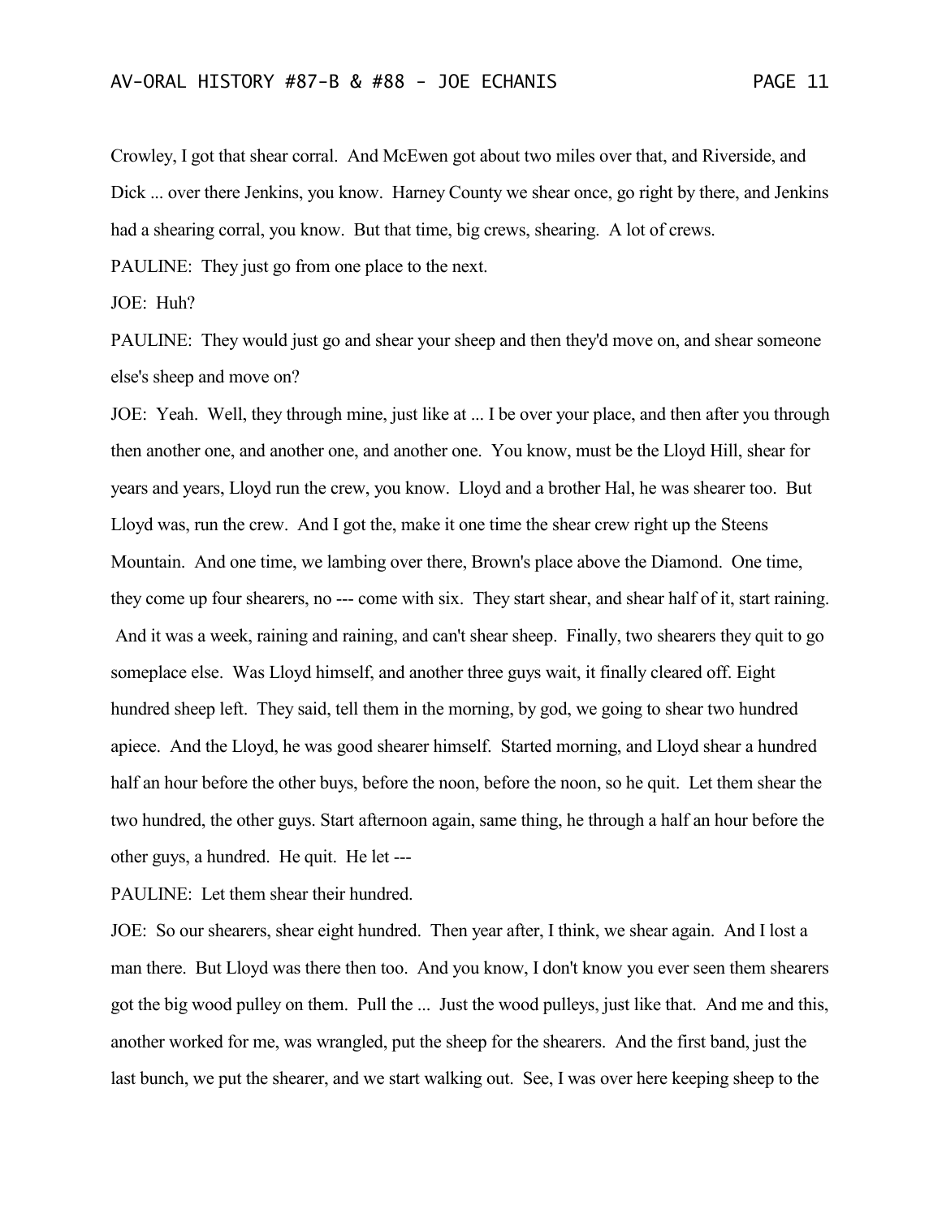Crowley, I got that shear corral. And McEwen got about two miles over that, and Riverside, and Dick ... over there Jenkins, you know. Harney County we shear once, go right by there, and Jenkins had a shearing corral, you know. But that time, big crews, shearing. A lot of crews.

PAULINE: They just go from one place to the next.

JOE: Huh?

PAULINE: They would just go and shear your sheep and then they'd move on, and shear someone else's sheep and move on?

JOE: Yeah. Well, they through mine, just like at ... I be over your place, and then after you through then another one, and another one, and another one. You know, must be the Lloyd Hill, shear for years and years, Lloyd run the crew, you know. Lloyd and a brother Hal, he was shearer too. But Lloyd was, run the crew. And I got the, make it one time the shear crew right up the Steens Mountain. And one time, we lambing over there, Brown's place above the Diamond. One time, they come up four shearers, no --- come with six. They start shear, and shear half of it, start raining. And it was a week, raining and raining, and can't shear sheep. Finally, two shearers they quit to go someplace else. Was Lloyd himself, and another three guys wait, it finally cleared off. Eight hundred sheep left. They said, tell them in the morning, by god, we going to shear two hundred apiece. And the Lloyd, he was good shearer himself. Started morning, and Lloyd shear a hundred half an hour before the other buys, before the noon, before the noon, so he quit. Let them shear the two hundred, the other guys. Start afternoon again, same thing, he through a half an hour before the other guys, a hundred. He quit. He let ---

PAULINE: Let them shear their hundred.

JOE: So our shearers, shear eight hundred. Then year after, I think, we shear again. And I lost a man there. But Lloyd was there then too. And you know, I don't know you ever seen them shearers got the big wood pulley on them. Pull the ... Just the wood pulleys, just like that. And me and this, another worked for me, was wrangled, put the sheep for the shearers. And the first band, just the last bunch, we put the shearer, and we start walking out. See, I was over here keeping sheep to the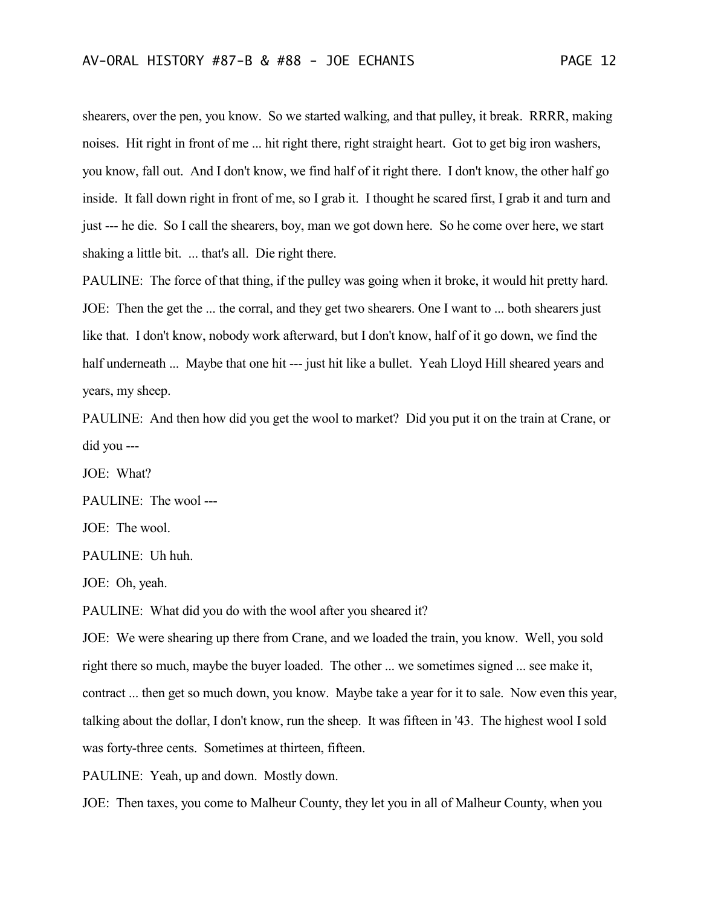shearers, over the pen, you know. So we started walking, and that pulley, it break. RRRR, making noises. Hit right in front of me ... hit right there, right straight heart. Got to get big iron washers, you know, fall out. And I don't know, we find half of it right there. I don't know, the other half go inside. It fall down right in front of me, so I grab it. I thought he scared first, I grab it and turn and just --- he die. So I call the shearers, boy, man we got down here. So he come over here, we start shaking a little bit. ... that's all. Die right there.

PAULINE: The force of that thing, if the pulley was going when it broke, it would hit pretty hard.

JOE: Then the get the ... the corral, and they get two shearers. One I want to ... both shearers just like that. I don't know, nobody work afterward, but I don't know, half of it go down, we find the half underneath ... Maybe that one hit --- just hit like a bullet. Yeah Lloyd Hill sheared years and years, my sheep.

PAULINE: And then how did you get the wool to market? Did you put it on the train at Crane, or did you ---

JOE: What?

PAULINE: The wool ---

JOE: The wool.

PAULINE: Uh huh.

JOE: Oh, yeah.

PAULINE: What did you do with the wool after you sheared it?

JOE: We were shearing up there from Crane, and we loaded the train, you know. Well, you sold right there so much, maybe the buyer loaded. The other ... we sometimes signed ... see make it, contract ... then get so much down, you know. Maybe take a year for it to sale. Now even this year, talking about the dollar, I don't know, run the sheep. It was fifteen in '43. The highest wool I sold was forty-three cents. Sometimes at thirteen, fifteen.

PAULINE: Yeah, up and down. Mostly down.

JOE: Then taxes, you come to Malheur County, they let you in all of Malheur County, when you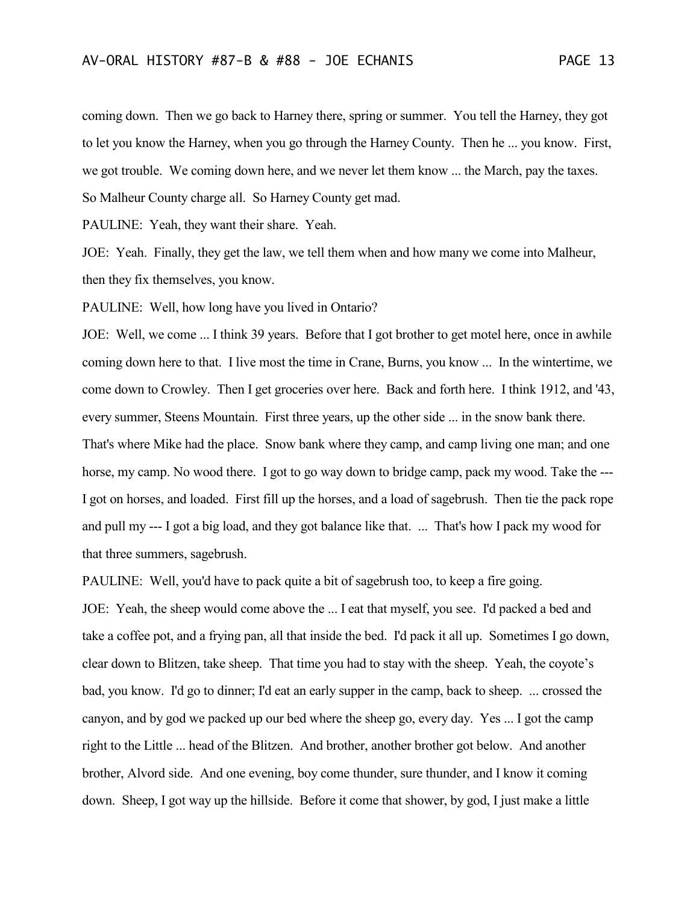coming down. Then we go back to Harney there, spring or summer. You tell the Harney, they got to let you know the Harney, when you go through the Harney County. Then he ... you know. First, we got trouble. We coming down here, and we never let them know ... the March, pay the taxes. So Malheur County charge all. So Harney County get mad.

PAULINE: Yeah, they want their share. Yeah.

JOE: Yeah. Finally, they get the law, we tell them when and how many we come into Malheur, then they fix themselves, you know.

PAULINE: Well, how long have you lived in Ontario?

JOE: Well, we come ... I think 39 years. Before that I got brother to get motel here, once in awhile coming down here to that. I live most the time in Crane, Burns, you know ... In the wintertime, we come down to Crowley. Then I get groceries over here. Back and forth here. I think 1912, and '43, every summer, Steens Mountain. First three years, up the other side ... in the snow bank there. That's where Mike had the place. Snow bank where they camp, and camp living one man; and one horse, my camp. No wood there. I got to go way down to bridge camp, pack my wood. Take the --- I got on horses, and loaded. First fill up the horses, and a load of sagebrush. Then tie the pack rope and pull my --- I got a big load, and they got balance like that. ... That's how I pack my wood for that three summers, sagebrush.

PAULINE: Well, you'd have to pack quite a bit of sagebrush too, to keep a fire going.

JOE: Yeah, the sheep would come above the ... I eat that myself, you see. I'd packed a bed and take a coffee pot, and a frying pan, all that inside the bed. I'd pack it all up. Sometimes I go down, clear down to Blitzen, take sheep. That time you had to stay with the sheep. Yeah, the coyote's bad, you know. I'd go to dinner; I'd eat an early supper in the camp, back to sheep. ... crossed the canyon, and by god we packed up our bed where the sheep go, every day. Yes ... I got the camp right to the Little ... head of the Blitzen. And brother, another brother got below. And another brother, Alvord side. And one evening, boy come thunder, sure thunder, and I know it coming down. Sheep, I got way up the hillside. Before it come that shower, by god, I just make a little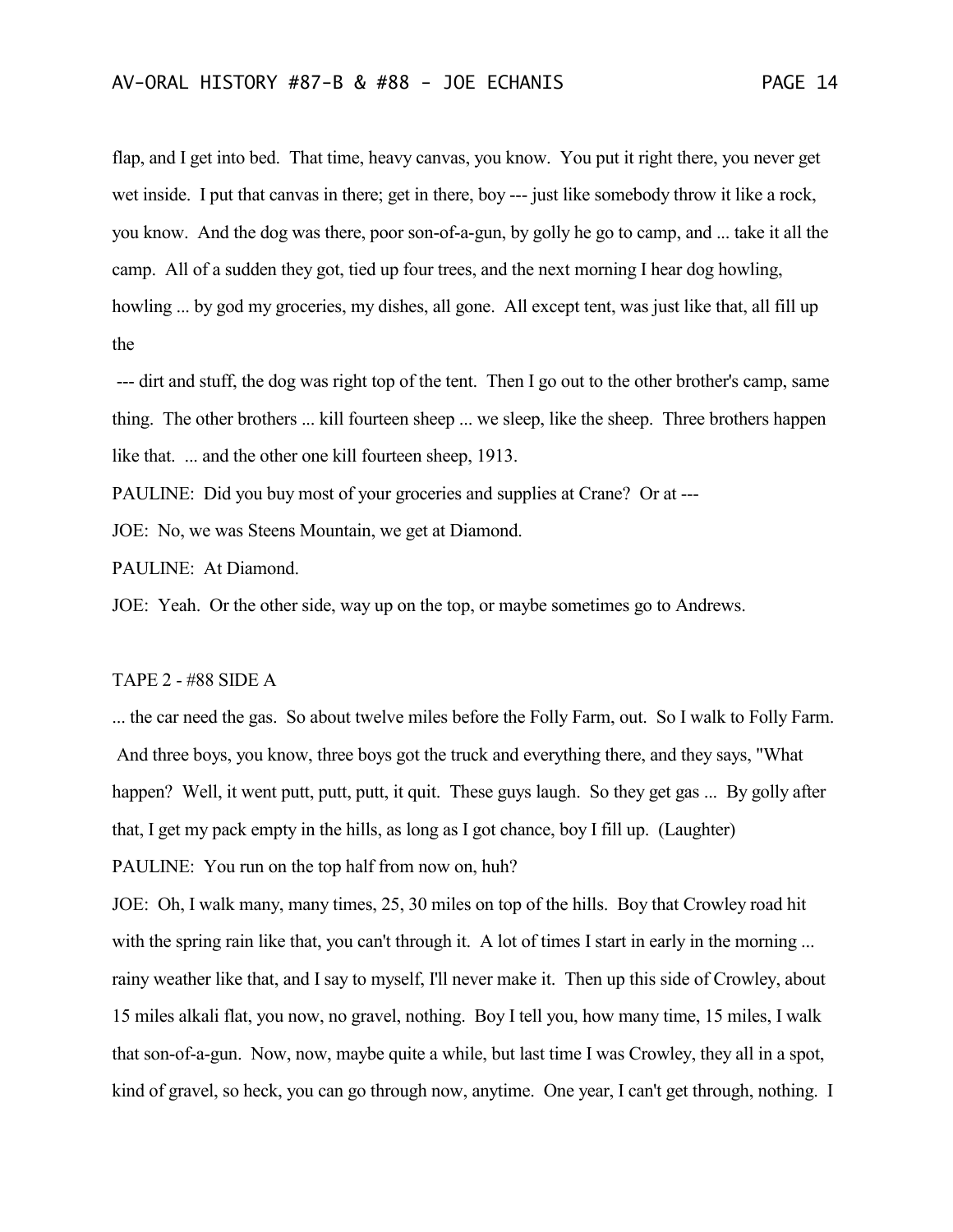flap, and I get into bed. That time, heavy canvas, you know. You put it right there, you never get wet inside. I put that canvas in there; get in there, boy --- just like somebody throw it like a rock, you know. And the dog was there, poor son-of-a-gun, by golly he go to camp, and ... take it all the camp. All of a sudden they got, tied up four trees, and the next morning I hear dog howling, howling ... by god my groceries, my dishes, all gone. All except tent, was just like that, all fill up the

--- dirt and stuff, the dog was right top of the tent. Then I go out to the other brother's camp, same thing. The other brothers ... kill fourteen sheep ... we sleep, like the sheep. Three brothers happen like that. ... and the other one kill fourteen sheep, 1913.

PAULINE: Did you buy most of your groceries and supplies at Crane? Or at ---

JOE: No, we was Steens Mountain, we get at Diamond.

PAULINE: At Diamond.

JOE: Yeah. Or the other side, way up on the top, or maybe sometimes go to Andrews.

TAPE 2 - #88 SIDE A

... the car need the gas. So about twelve miles before the Folly Farm, out. So I walk to Folly Farm. And three boys, you know, three boys got the truck and everything there, and they says, "What happen? Well, it went putt, putt, putt, it quit. These guys laugh. So they get gas ... By golly after that, I get my pack empty in the hills, as long as I got chance, boy I fill up. (Laughter)

PAULINE: You run on the top half from now on, huh?

JOE: Oh, I walk many, many times, 25, 30 miles on top of the hills. Boy that Crowley road hit with the spring rain like that, you can't through it. A lot of times I start in early in the morning ... rainy weather like that, and I say to myself, I'll never make it. Then up this side of Crowley, about 15 miles alkali flat, you now, no gravel, nothing. Boy I tell you, how many time, 15 miles, I walk that son-of-a-gun. Now, now, maybe quite a while, but last time I was Crowley, they all in a spot, kind of gravel, so heck, you can go through now, anytime. One year, I can't get through, nothing. I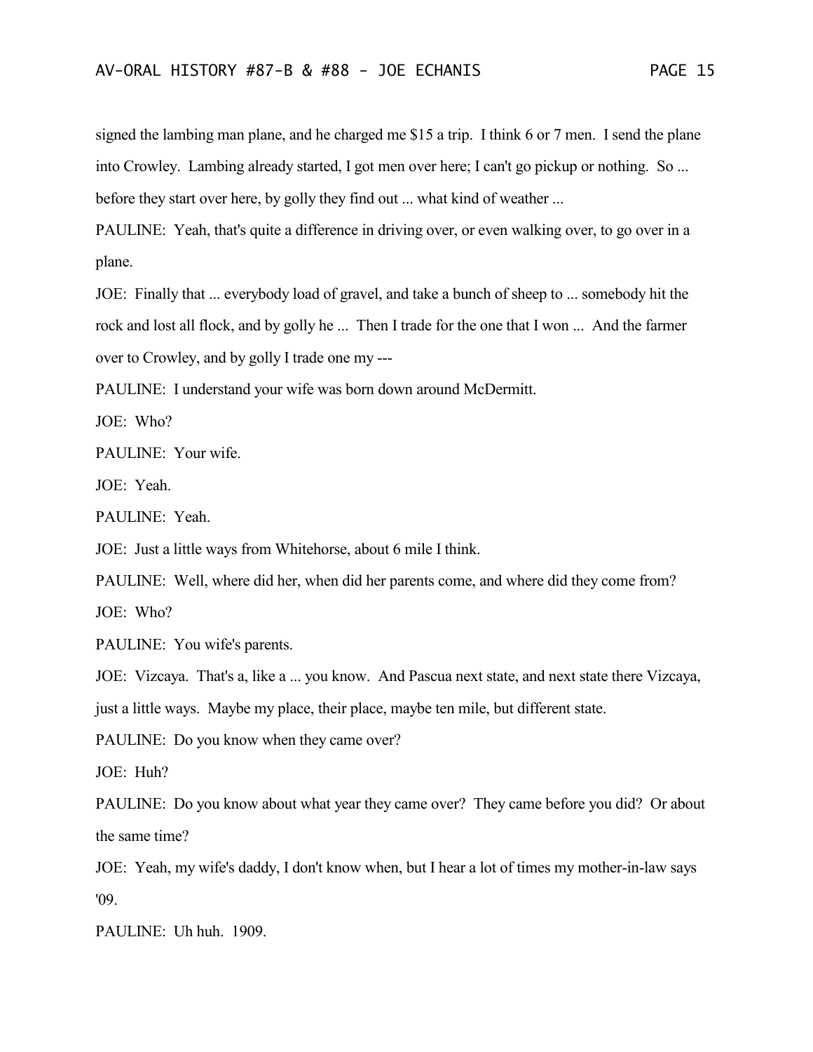signed the lambing man plane, and he charged me $15 a trip. I think 6 or 7 men. I send the plane into Crowley. Lambing already started, I got men over here; I can't go pickup or nothing. So ... before they start over here, by golly they find out ... what kind of weather ...

PAULINE: Yeah, that's quite a difference in driving over, or even walking over, to go over in a plane.

JOE: Finally that ... everybody load of gravel, and take a bunch of sheep to ... somebody hit the rock and lost all flock, and by golly he ... Then I trade for the one that I won ... And the farmer over to Crowley, and by golly I trade one my ---

PAULINE: I understand your wife was born down around McDermitt.

JOE: Who?

PAULINE: Your wife.

JOE: Yeah.

PAULINE: Yeah.

JOE: Just a little ways from Whitehorse, about 6 mile I think.

PAULINE: Well, where did her, when did her parents come, and where did they come from?

JOE: Who?

PAULINE: You wife's parents.

JOE: Vizcaya. That's a, like a ... you know. And Pascua next state, and next state there Vizcaya, just a little ways. Maybe my place, their place, maybe ten mile, but different state.

PAULINE: Do you know when they came over?

JOE: Huh?

PAULINE: Do you know about what year they came over? They came before you did? Or about the same time?

JOE: Yeah, my wife's daddy, I don't know when, but I hear a lot of times my mother-in-law says '09.

PAULINE: Uh huh. 1909.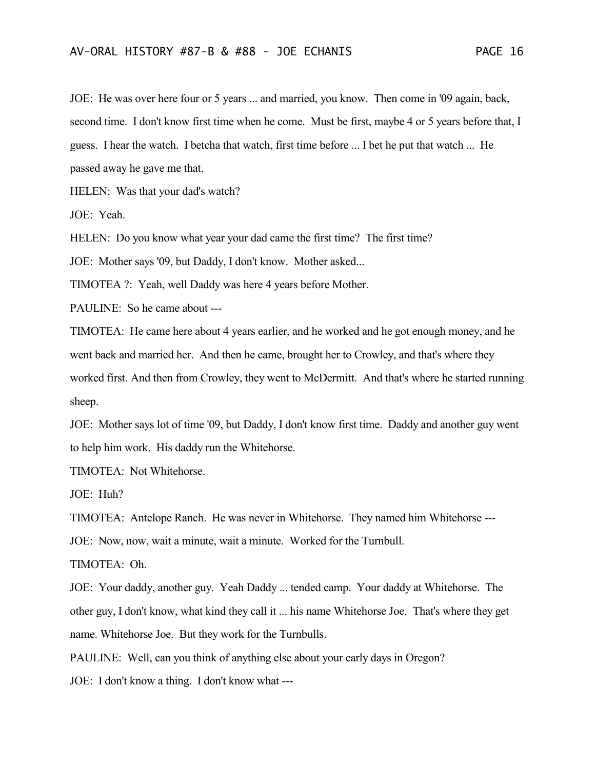JOE: He was over here four or 5 years ... and married, you know. Then come in '09 again, back, second time. I don't know first time when he come. Must be first, maybe 4 or 5 years before that, I guess. I hear the watch. I betcha that watch, first time before ... I bet he put that watch ... He passed away he gave me that.

HELEN: Was that your dad's watch?

JOE: Yeah.

HELEN: Do you know what year your dad came the first time? The first time?

JOE: Mother says '09, but Daddy, I don't know. Mother asked...

TIMOTEA ?: Yeah, well Daddy was here 4 years before Mother.

PAULINE: So he came about ---

TIMOTEA: He came here about 4 years earlier, and he worked and he got enough money, and he went back and married her. And then he came, brought her to Crowley, and that's where they worked first. And then from Crowley, they went to McDermitt. And that's where he started running sheep.

JOE: Mother says lot of time '09, but Daddy, I don't know first time. Daddy and another guy went to help him work. His daddy run the Whitehorse.

TIMOTEA: Not Whitehorse.

JOE: Huh?

TIMOTEA: Antelope Ranch. He was never in Whitehorse. They named him Whitehorse ---

JOE: Now, now, wait a minute, wait a minute. Worked for the Turnbull.

TIMOTEA: Oh.

JOE: Your daddy, another guy. Yeah Daddy ... tended camp. Your daddy at Whitehorse. The other guy, I don't know, what kind they call it ... his name Whitehorse Joe. That's where they get name. Whitehorse Joe. But they work for the Turnbulls.

PAULINE: Well, can you think of anything else about your early days in Oregon?

JOE: I don't know a thing. I don't know what ---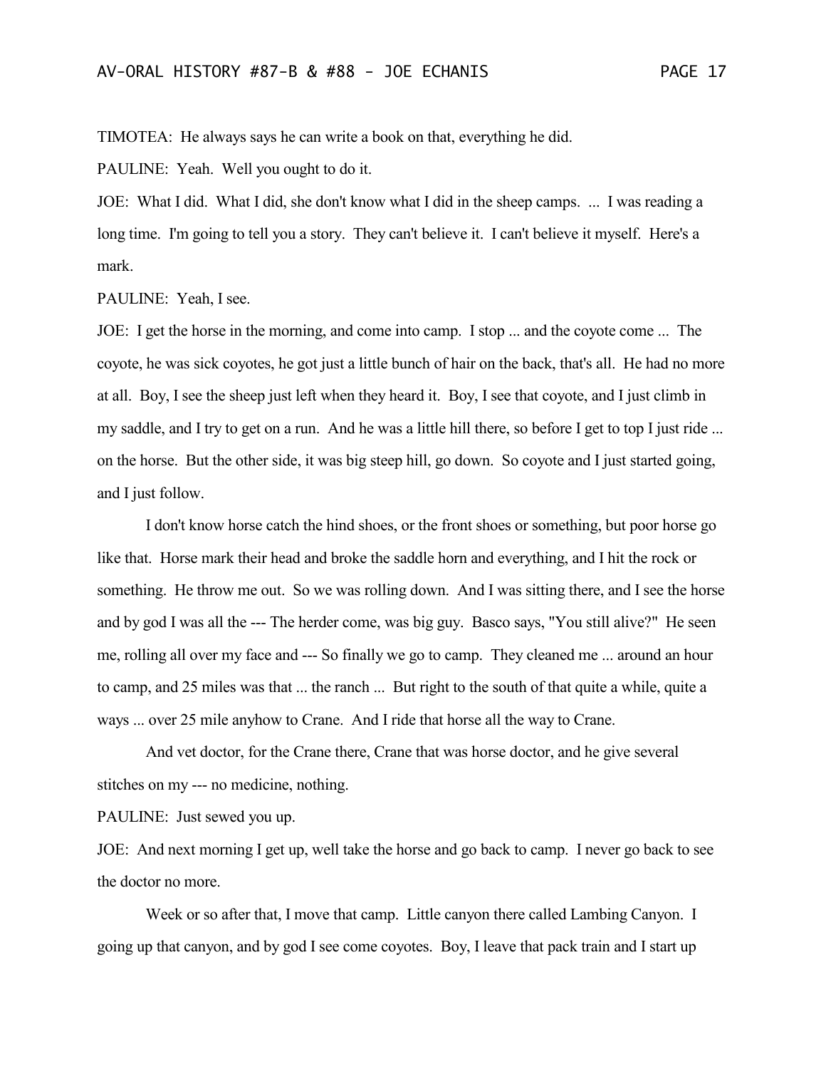TIMOTEA: He always says he can write a book on that, everything he did.

PAULINE: Yeah. Well you ought to do it.

JOE: What I did. What I did, she don't know what I did in the sheep camps. ... I was reading a long time. I'm going to tell you a story. They can't believe it. I can't believe it myself. Here's a mark.

PAULINE: Yeah, I see.

JOE: I get the horse in the morning, and come into camp. I stop ... and the coyote come ... The coyote, he was sick coyotes, he got just a little bunch of hair on the back, that's all. He had no more at all. Boy, I see the sheep just left when they heard it. Boy, I see that coyote, and I just climb in my saddle, and I try to get on a run. And he was a little hill there, so before I get to top I just ride ... on the horse. But the other side, it was big steep hill, go down. So coyote and I just started going, and I just follow.

I don't know horse catch the hind shoes, or the front shoes or something, but poor horse go like that. Horse mark their head and broke the saddle horn and everything, and I hit the rock or something. He throw me out. So we was rolling down. And I was sitting there, and I see the horse and by god I was all the --- The herder come, was big guy. Basco says, "You still alive?" He seen me, rolling all over my face and --- So finally we go to camp. They cleaned me ... around an hour to camp, and 25 miles was that ... the ranch ... But right to the south of that quite a while, quite a ways ... over 25 mile anyhow to Crane. And I ride that horse all the way to Crane.

And vet doctor, for the Crane there, Crane that was horse doctor, and he give several stitches on my --- no medicine, nothing.

PAULINE: Just sewed you up.

JOE: And next morning I get up, well take the horse and go back to camp. I never go back to see the doctor no more.

Week or so after that, I move that camp. Little canyon there called Lambing Canyon. I going up that canyon, and by god I see come coyotes. Boy, I leave that pack train and I start up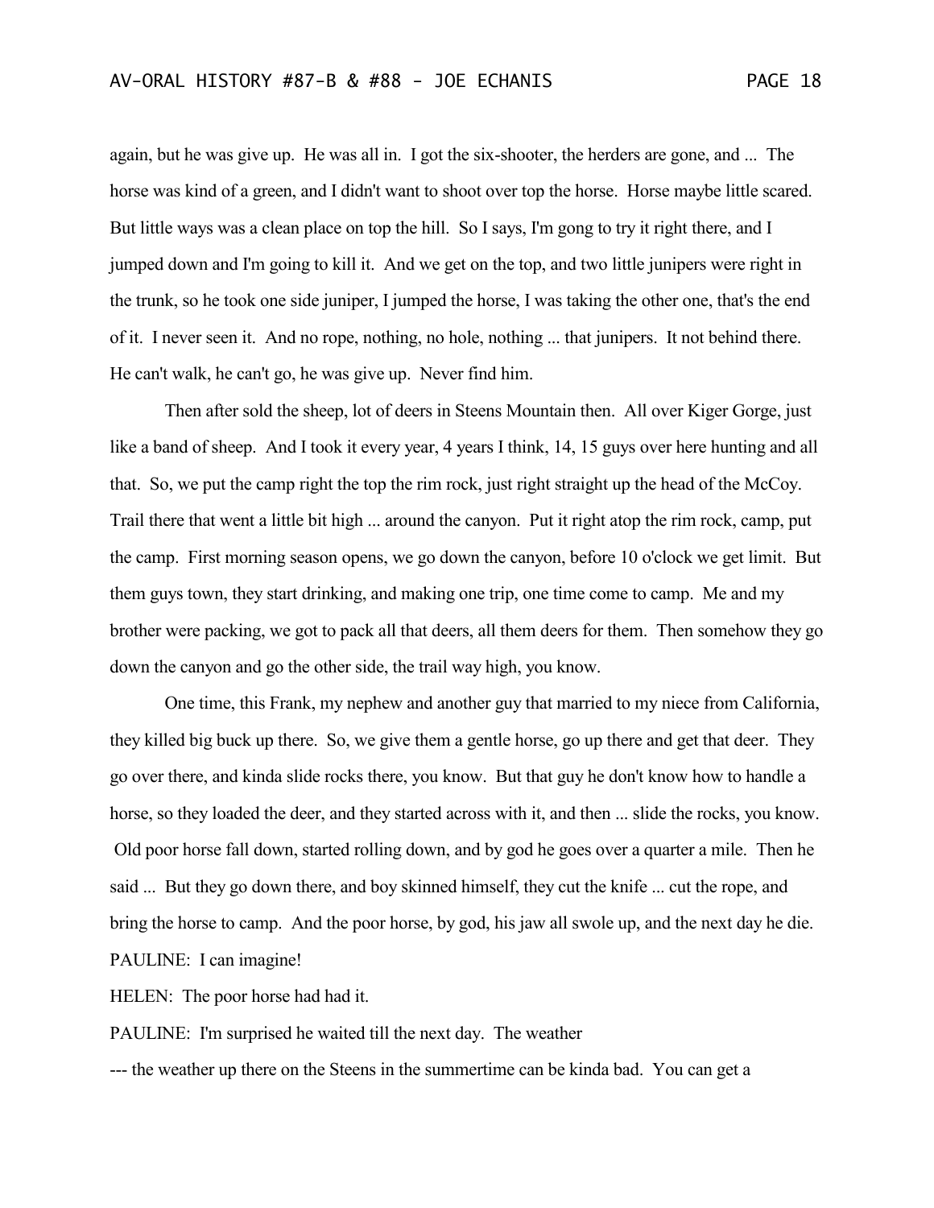again, but he was give up. He was all in. I got the six-shooter, the herders are gone, and ... The horse was kind of a green, and I didn't want to shoot over top the horse. Horse maybe little scared. But little ways was a clean place on top the hill. So I says, I'm gong to try it right there, and I jumped down and I'm going to kill it. And we get on the top, and two little junipers were right in the trunk, so he took one side juniper, I jumped the horse, I was taking the other one, that's the end of it. I never seen it. And no rope, nothing, no hole, nothing ... that junipers. It not behind there. He can't walk, he can't go, he was give up. Never find him.

Then after sold the sheep, lot of deers in Steens Mountain then. All over Kiger Gorge, just like a band of sheep. And I took it every year, 4 years I think, 14, 15 guys over here hunting and all that. So, we put the camp right the top the rim rock, just right straight up the head of the McCoy. Trail there that went a little bit high ... around the canyon. Put it right atop the rim rock, camp, put the camp. First morning season opens, we go down the canyon, before 10 o'clock we get limit. But them guys town, they start drinking, and making one trip, one time come to camp. Me and my brother were packing, we got to pack all that deers, all them deers for them. Then somehow they go down the canyon and go the other side, the trail way high, you know.

One time, this Frank, my nephew and another guy that married to my niece from California, they killed big buck up there. So, we give them a gentle horse, go up there and get that deer. They go over there, and kinda slide rocks there, you know. But that guy he don't know how to handle a horse, so they loaded the deer, and they started across with it, and then ... slide the rocks, you know. Old poor horse fall down, started rolling down, and by god he goes over a quarter a mile. Then he said ... But they go down there, and boy skinned himself, they cut the knife ... cut the rope, and bring the horse to camp. And the poor horse, by god, his jaw all swole up, and the next day he die.

PAULINE: I can imagine!

HELEN: The poor horse had had it.

PAULINE: I'm surprised he waited till the next day. The weather --- the weather up there on the Steens in the summertime can be kinda bad. You can get a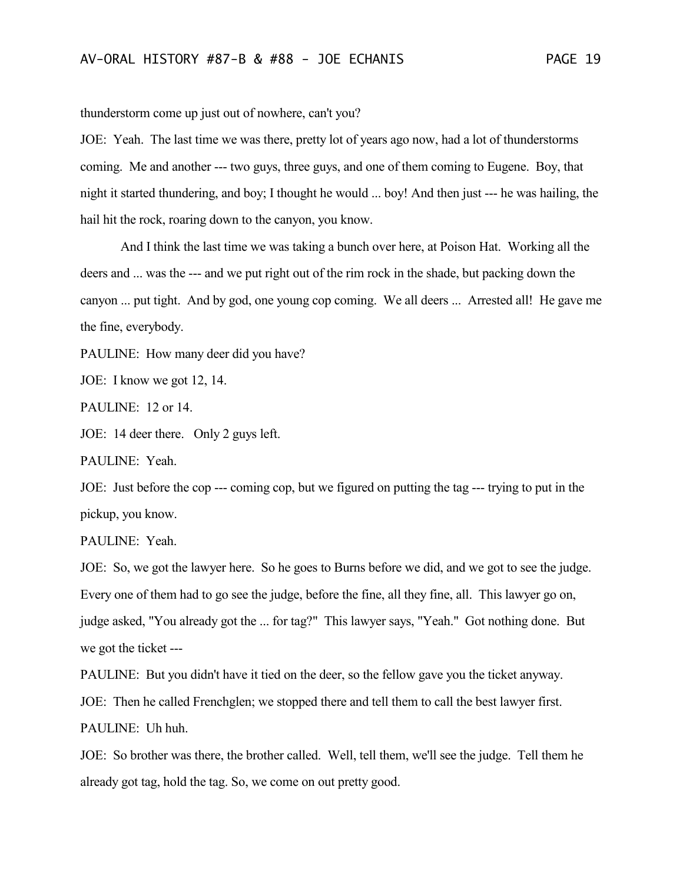thunderstorm come up just out of nowhere, can't you?

JOE: Yeah. The last time we was there, pretty lot of years ago now, had a lot of thunderstorms coming. Me and another --- two guys, three guys, and one of them coming to Eugene. Boy, that night it started thundering, and boy; I thought he would ... boy! And then just --- he was hailing, the hail hit the rock, roaring down to the canyon, you know.

And I think the last time we was taking a bunch over here, at Poison Hat. Working all the deers and ... was the --- and we put right out of the rim rock in the shade, but packing down the canyon ... put tight. And by god, one young cop coming. We all deers ... Arrested all! He gave me the fine, everybody.

PAULINE: How many deer did you have?

JOE: I know we got 12, 14.

PAULINE: 12 or 14.

JOE: 14 deer there. Only 2 guys left.

PAULINE: Yeah.

JOE: Just before the cop --- coming cop, but we figured on putting the tag --- trying to put in the pickup, you know.

PAULINE: Yeah.

JOE: So, we got the lawyer here. So he goes to Burns before we did, and we got to see the judge. Every one of them had to go see the judge, before the fine, all they fine, all. This lawyer go on, judge asked, "You already got the ... for tag?" This lawyer says, "Yeah." Got nothing done. But we got the ticket ---

PAULINE: But you didn't have it tied on the deer, so the fellow gave you the ticket anyway.

JOE: Then he called Frenchglen; we stopped there and tell them to call the best lawyer first.

PAULINE: Uh huh.

JOE: So brother was there, the brother called. Well, tell them, we'll see the judge. Tell them he already got tag, hold the tag. So, we come on out pretty good.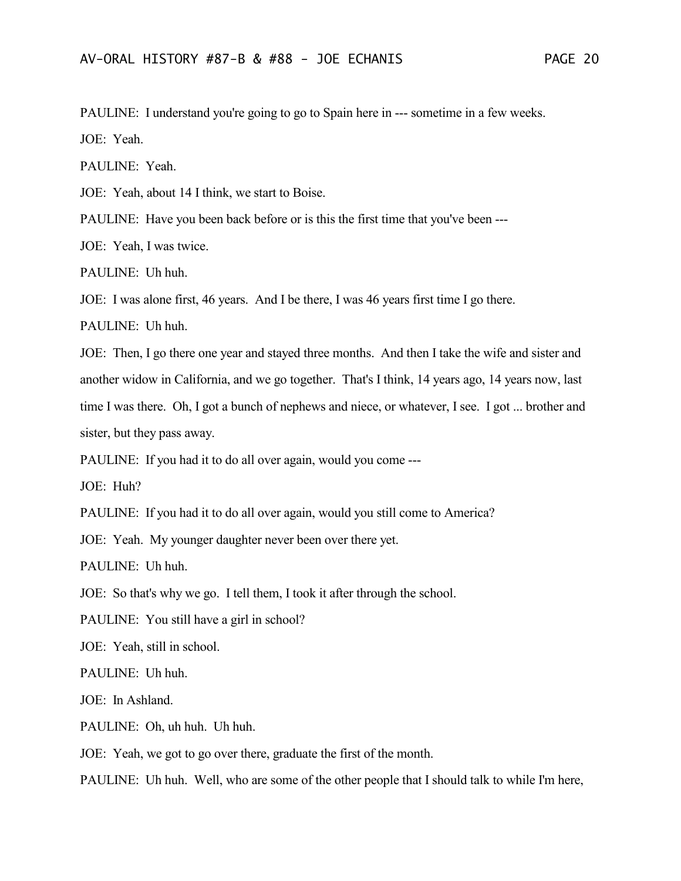PAULINE: I understand you're going to go to Spain here in --- sometime in a few weeks.

JOE: Yeah.

PAULINE: Yeah.

JOE: Yeah, about 14 I think, we start to Boise.

PAULINE: Have you been back before or is this the first time that you've been ---

JOE: Yeah, I was twice.

PAULINE: Uh huh.

JOE: I was alone first, 46 years. And I be there, I was 46 years first time I go there.

PAULINE: Uh huh.

JOE: Then, I go there one year and stayed three months. And then I take the wife and sister and another widow in California, and we go together. That's I think, 14 years ago, 14 years now, last time I was there. Oh, I got a bunch of nephews and niece, or whatever, I see. I got ... brother and sister, but they pass away.

PAULINE: If you had it to do all over again, would you come ---

JOE: Huh?

PAULINE: If you had it to do all over again, would you still come to America?

JOE: Yeah. My younger daughter never been over there yet.

PAULINE: Uh huh.

JOE: So that's why we go. I tell them, I took it after through the school.

PAULINE: You still have a girl in school?

JOE: Yeah, still in school.

PAULINE: Uh huh.

JOE: In Ashland.

PAULINE: Oh, uh huh. Uh huh.

JOE: Yeah, we got to go over there, graduate the first of the month.

PAULINE: Uh huh. Well, who are some of the other people that I should talk to while I'm here,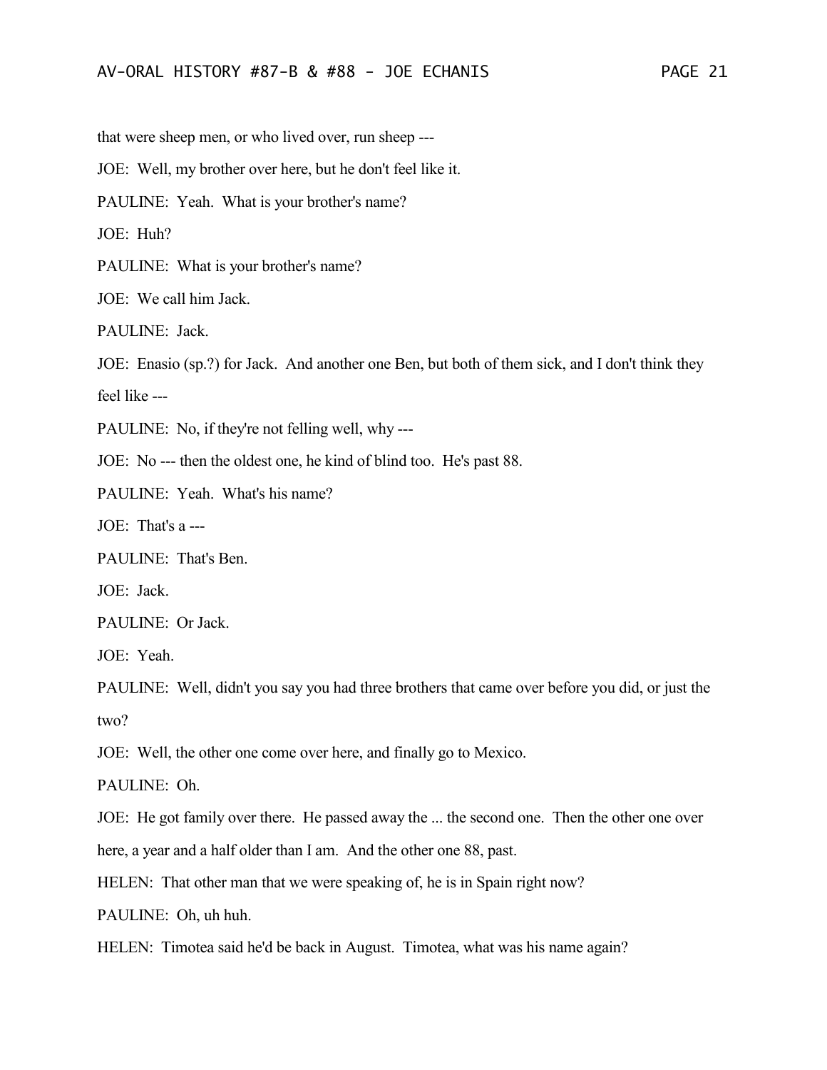that were sheep men, or who lived over, run sheep ---

JOE: Well, my brother over here, but he don't feel like it.

PAULINE: Yeah. What is your brother's name?

JOE: Huh?

PAULINE: What is your brother's name?

JOE: We call him Jack.

PAULINE: Jack.

JOE: Enasio (sp.?) for Jack. And another one Ben, but both of them sick, and I don't think they feel like ---

PAULINE: No, if they're not felling well, why ---

JOE: No --- then the oldest one, he kind of blind too. He's past 88.

PAULINE: Yeah. What's his name?

JOE: That's a ---

PAULINE: That's Ben.

JOE: Jack.

PAULINE: Or Jack.

JOE: Yeah.

PAULINE: Well, didn't you say you had three brothers that came over before you did, or just the two?

JOE: Well, the other one come over here, and finally go to Mexico.

PAULINE: Oh.

JOE: He got family over there. He passed away the ... the second one. Then the other one over here, a year and a half older than I am. And the other one 88, past.

HELEN: That other man that we were speaking of, he is in Spain right now?

PAULINE: Oh, uh huh.

HELEN: Timotea said he'd be back in August. Timotea, what was his name again?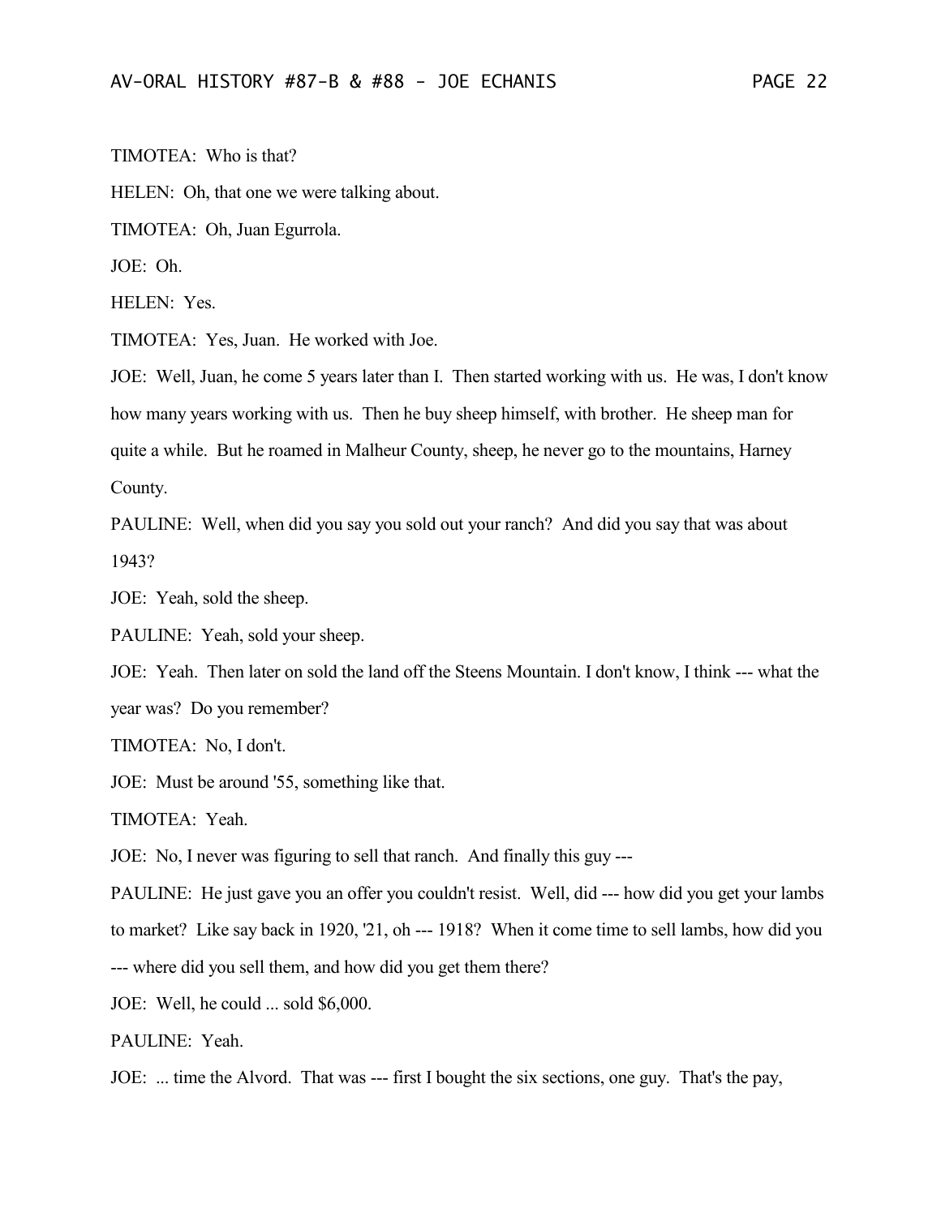TIMOTEA: Who is that?

HELEN: Oh, that one we were talking about.

TIMOTEA: Oh, Juan Egurrola.

JOE: Oh.

HELEN: Yes.

TIMOTEA: Yes, Juan. He worked with Joe.

JOE: Well, Juan, he come 5 years later than I. Then started working with us. He was, I don't know how many years working with us. Then he buy sheep himself, with brother. He sheep man for quite a while. But he roamed in Malheur County, sheep, he never go to the mountains, Harney County.

PAULINE: Well, when did you say you sold out your ranch? And did you say that was about 1943?

JOE: Yeah, sold the sheep.

PAULINE: Yeah, sold your sheep.

JOE: Yeah. Then later on sold the land off the Steens Mountain. I don't know, I think --- what the year was? Do you remember?

TIMOTEA: No, I don't.

JOE: Must be around '55, something like that.

TIMOTEA: Yeah.

JOE: No, I never was figuring to sell that ranch. And finally this guy ---

PAULINE: He just gave you an offer you couldn't resist. Well, did --- how did you get your lambs to market? Like say back in 1920, '21, oh --- 1918? When it come time to sell lambs, how did you --- where did you sell them, and how did you get them there?

JOE: Well, he could ... sold $6,000.

PAULINE: Yeah.

JOE: ... time the Alvord. That was --- first I bought the six sections, one guy. That's the pay,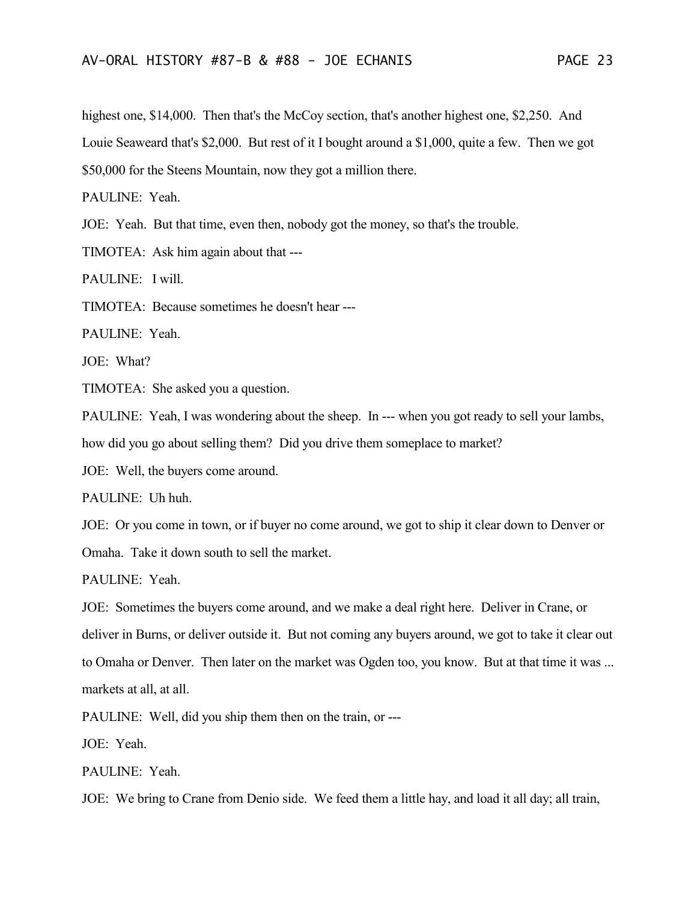highest one, $14,000. Then that's the McCoy section, that's another highest one, $2,250. And Louie Seaweard that's $2,000. But rest of it I bought around a $1,000, quite a few. Then we got $50,000 for the Steens Mountain, now they got a million there.

PAULINE: Yeah.

JOE: Yeah. But that time, even then, nobody got the money, so that's the trouble.

TIMOTEA: Ask him again about that ---

PAULINE: I will.

TIMOTEA: Because sometimes he doesn't hear ---

PAULINE: Yeah.

JOE: What?

TIMOTEA: She asked you a question.

PAULINE: Yeah, I was wondering about the sheep. In --- when you got ready to sell your lambs, how did you go about selling them? Did you drive them someplace to market?

JOE: Well, the buyers come around.

PAULINE: Uh huh.

JOE: Or you come in town, or if buyer no come around, we got to ship it clear down to Denver or Omaha. Take it down south to sell the market.

PAULINE: Yeah.

JOE: Sometimes the buyers come around, and we make a deal right here. Deliver in Crane, or deliver in Burns, or deliver outside it. But not coming any buyers around, we got to take it clear out to Omaha or Denver. Then later on the market was Ogden too, you know. But at that time it was ... markets at all, at all.

PAULINE: Well, did you ship them then on the train, or ---

JOE: Yeah.

PAULINE: Yeah.

JOE: We bring to Crane from Denio side. We feed them a little hay, and load it all day; all train,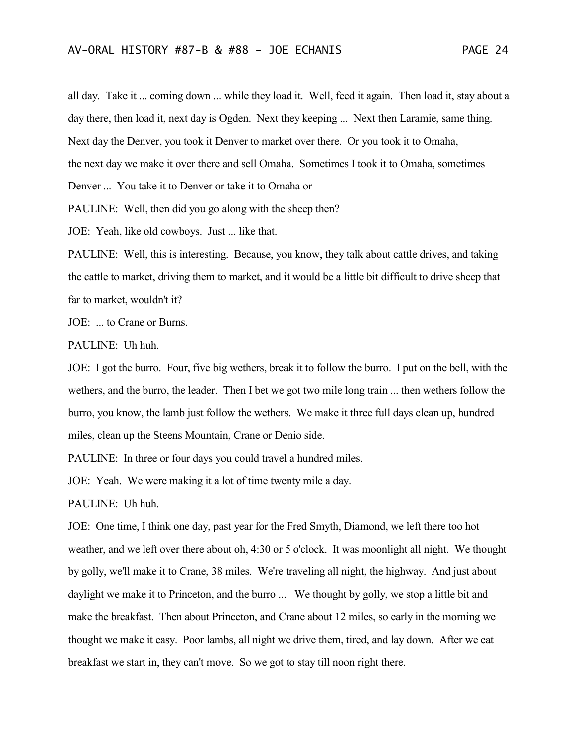all day. Take it ... coming down ... while they load it. Well, feed it again. Then load it, stay about a day there, then load it, next day is Ogden. Next they keeping ... Next then Laramie, same thing. Next day the Denver, you took it Denver to market over there. Or you took it to Omaha, the next day we make it over there and sell Omaha. Sometimes I took it to Omaha, sometimes Denver ... You take it to Denver or take it to Omaha or ---

PAULINE: Well, then did you go along with the sheep then?

JOE: Yeah, like old cowboys. Just ... like that.

PAULINE: Well, this is interesting. Because, you know, they talk about cattle drives, and taking the cattle to market, driving them to market, and it would be a little bit difficult to drive sheep that far to market, wouldn't it?

JOE: ... to Crane or Burns.

PAULINE: Uh huh.

JOE: I got the burro. Four, five big wethers, break it to follow the burro. I put on the bell, with the wethers, and the burro, the leader. Then I bet we got two mile long train ... then wethers follow the burro, you know, the lamb just follow the wethers. We make it three full days clean up, hundred miles, clean up the Steens Mountain, Crane or Denio side.

PAULINE: In three or four days you could travel a hundred miles.

JOE: Yeah. We were making it a lot of time twenty mile a day.

PAULINE: Uh huh.

JOE: One time, I think one day, past year for the Fred Smyth, Diamond, we left there too hot weather, and we left over there about oh, 4:30 or 5 o'clock. It was moonlight all night. We thought by golly, we'll make it to Crane, 38 miles. We're traveling all night, the highway. And just about daylight we make it to Princeton, and the burro ... We thought by golly, we stop a little bit and make the breakfast. Then about Princeton, and Crane about 12 miles, so early in the morning we thought we make it easy. Poor lambs, all night we drive them, tired, and lay down. After we eat breakfast we start in, they can't move. So we got to stay till noon right there.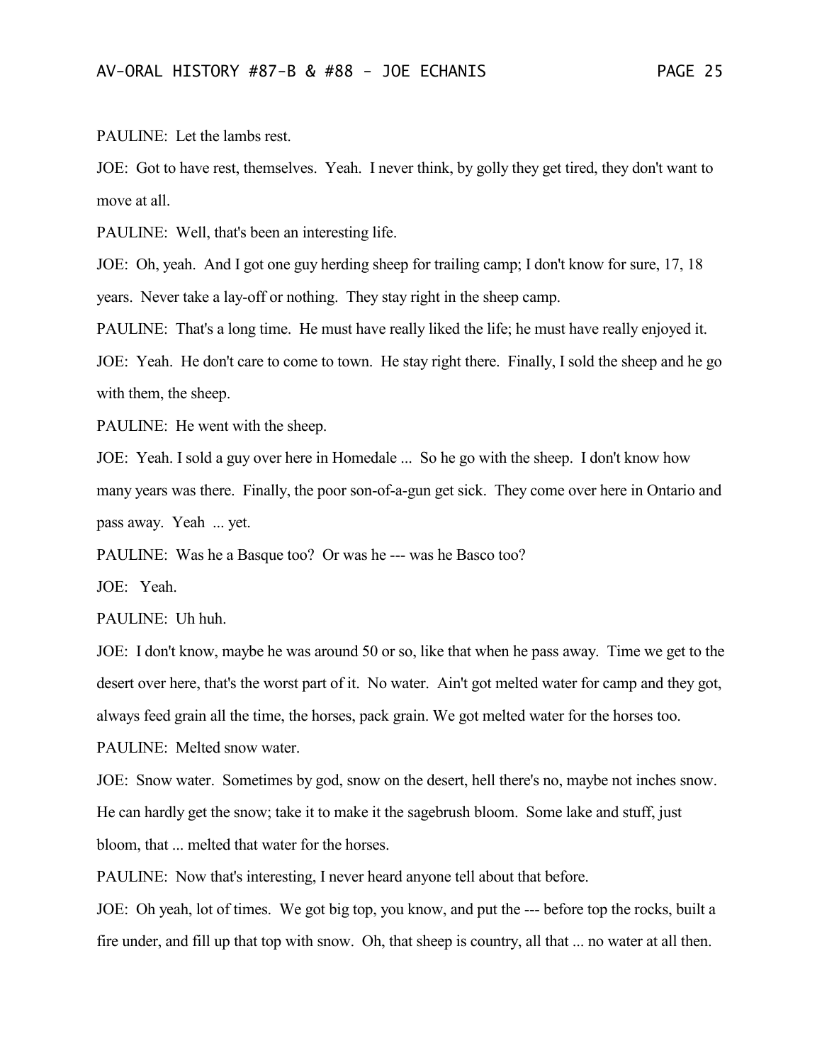PAULINE: Let the lambs rest.

JOE: Got to have rest, themselves. Yeah. I never think, by golly they get tired, they don't want to move at all.

PAULINE: Well, that's been an interesting life.

JOE: Oh, yeah. And I got one guy herding sheep for trailing camp; I don't know for sure, 17, 18 years. Never take a lay-off or nothing. They stay right in the sheep camp.

PAULINE: That's a long time. He must have really liked the life; he must have really enjoyed it.

JOE: Yeah. He don't care to come to town. He stay right there. Finally, I sold the sheep and he go with them, the sheep.

PAULINE: He went with the sheep.

JOE: Yeah. I sold a guy over here in Homedale ... So he go with the sheep. I don't know how many years was there. Finally, the poor son-of-a-gun get sick. They come over here in Ontario and pass away. Yeah ... yet.

PAULINE: Was he a Basque too? Or was he --- was he Basco too?

JOE: Yeah.

PAULINE: Uh huh.

JOE: I don't know, maybe he was around 50 or so, like that when he pass away. Time we get to the desert over here, that's the worst part of it. No water. Ain't got melted water for camp and they got, always feed grain all the time, the horses, pack grain. We got melted water for the horses too.

PAULINE: Melted snow water.

JOE: Snow water. Sometimes by god, snow on the desert, hell there's no, maybe not inches snow. He can hardly get the snow; take it to make it the sagebrush bloom. Some lake and stuff, just bloom, that ... melted that water for the horses.

PAULINE: Now that's interesting, I never heard anyone tell about that before.

JOE: Oh yeah, lot of times. We got big top, you know, and put the --- before top the rocks, built a fire under, and fill up that top with snow. Oh, that sheep is country, all that ... no water at all then.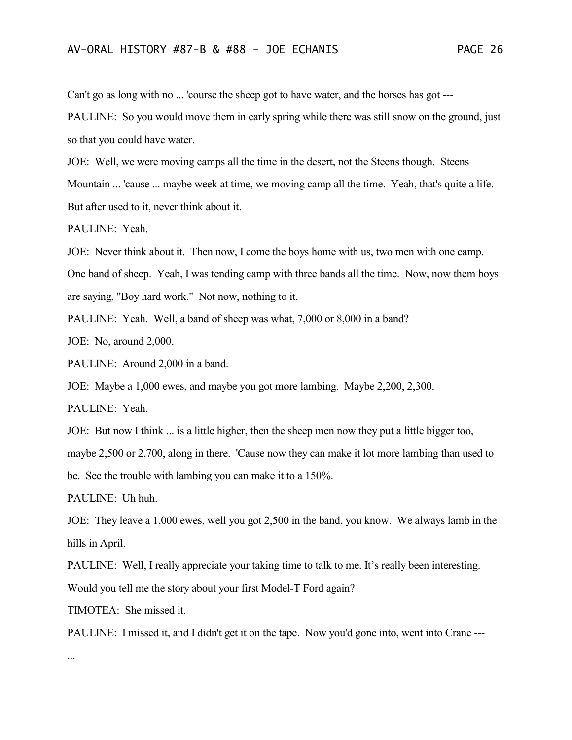Can't go as long with no ... 'course the sheep got to have water, and the horses has got ---

PAULINE: So you would move them in early spring while there was still snow on the ground, just so that you could have water.

JOE: Well, we were moving camps all the time in the desert, not the Steens though. Steens Mountain ... 'cause ... maybe week at time, we moving camp all the time. Yeah, that's quite a life. But after used to it, never think about it.

PAULINE: Yeah.

JOE: Never think about it. Then now, I come the boys home with us, two men with one camp. One band of sheep. Yeah, I was tending camp with three bands all the time. Now, now them boys are saying, "Boy hard work." Not now, nothing to it.

PAULINE: Yeah. Well, a band of sheep was what, 7,000 or 8,000 in a band?

JOE: No, around 2,000.

PAULINE: Around 2,000 in a band.

JOE: Maybe a 1,000 ewes, and maybe you got more lambing. Maybe 2,200, 2,300.

PAULINE: Yeah.

JOE: But now I think ... is a little higher, then the sheep men now they put a little bigger too, maybe 2,500 or 2,700, along in there. 'Cause now they can make it lot more lambing than used to be. See the trouble with lambing you can make it to a 150%.

PAULINE: Uh huh.

JOE: They leave a 1,000 ewes, well you got 2,500 in the band, you know. We always lamb in the hills in April.

PAULINE: Well, I really appreciate your taking time to talk to me. It's really been interesting. Would you tell me the story about your first Model-T Ford again?

TIMOTEA: She missed it.

PAULINE: I missed it, and I didn't get it on the tape. Now you'd gone into, went into Crane ---

...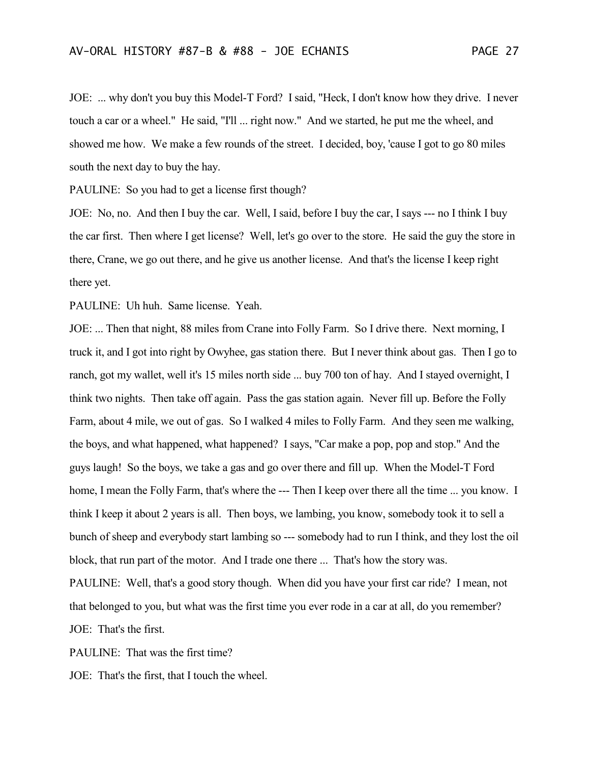JOE: ... why don't you buy this Model-T Ford? I said, "Heck, I don't know how they drive. I never touch a car or a wheel." He said, "I'll ... right now." And we started, he put me the wheel, and showed me how. We make a few rounds of the street. I decided, boy, 'cause I got to go 80 miles south the next day to buy the hay.

PAULINE: So you had to get a license first though?

JOE: No, no. And then I buy the car. Well, I said, before I buy the car, I says --- no I think I buy the car first. Then where I get license? Well, let's go over to the store. He said the guy the store in there, Crane, we go out there, and he give us another license. And that's the license I keep right there yet.

PAULINE: Uh huh. Same license. Yeah.

JOE: ... Then that night, 88 miles from Crane into Folly Farm. So I drive there. Next morning, I truck it, and I got into right by Owyhee, gas station there. But I never think about gas. Then I go to ranch, got my wallet, well it's 15 miles north side ... buy 700 ton of hay. And I stayed overnight, I think two nights. Then take off again. Pass the gas station again. Never fill up. Before the Folly Farm, about 4 mile, we out of gas. So I walked 4 miles to Folly Farm. And they seen me walking, the boys, and what happened, what happened? I says, "Car make a pop, pop and stop." And the guys laugh! So the boys, we take a gas and go over there and fill up. When the Model-T Ford home, I mean the Folly Farm, that's where the --- Then I keep over there all the time ... you know. I think I keep it about 2 years is all. Then boys, we lambing, you know, somebody took it to sell a bunch of sheep and everybody start lambing so --- somebody had to run I think, and they lost the oil block, that run part of the motor. And I trade one there ... That's how the story was.

PAULINE: Well, that's a good story though. When did you have your first car ride? I mean, not that belonged to you, but what was the first time you ever rode in a car at all, do you remember?

JOE: That's the first.

PAULINE: That was the first time?

JOE: That's the first, that I touch the wheel.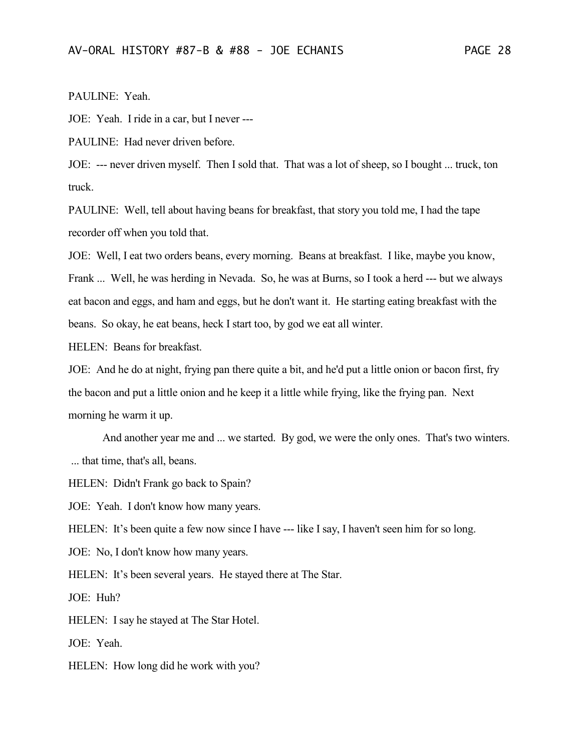PAULINE: Yeah.

JOE: Yeah. I ride in a car, but I never ---

PAULINE: Had never driven before.

JOE: --- never driven myself. Then I sold that. That was a lot of sheep, so I bought ... truck, ton truck.

PAULINE: Well, tell about having beans for breakfast, that story you told me, I had the tape recorder off when you told that.

JOE: Well, I eat two orders beans, every morning. Beans at breakfast. I like, maybe you know, Frank ... Well, he was herding in Nevada. So, he was at Burns, so I took a herd --- but we always eat bacon and eggs, and ham and eggs, but he don't want it. He starting eating breakfast with the beans. So okay, he eat beans, heck I start too, by god we eat all winter.

HELEN: Beans for breakfast.

JOE: And he do at night, frying pan there quite a bit, and he'd put a little onion or bacon first, fry the bacon and put a little onion and he keep it a little while frying, like the frying pan. Next morning he warm it up.

And another year me and ... we started. By god, we were the only ones. That's two winters. ... that time, that's all, beans.

HELEN: Didn't Frank go back to Spain?

JOE: Yeah. I don't know how many years.

HELEN: It's been quite a few now since I have --- like I say, I haven't seen him for so long.

JOE: No, I don't know how many years.

HELEN: It's been several years. He stayed there at The Star.

JOE: Huh?

HELEN: I say he stayed at The Star Hotel.

JOE: Yeah.

HELEN: How long did he work with you?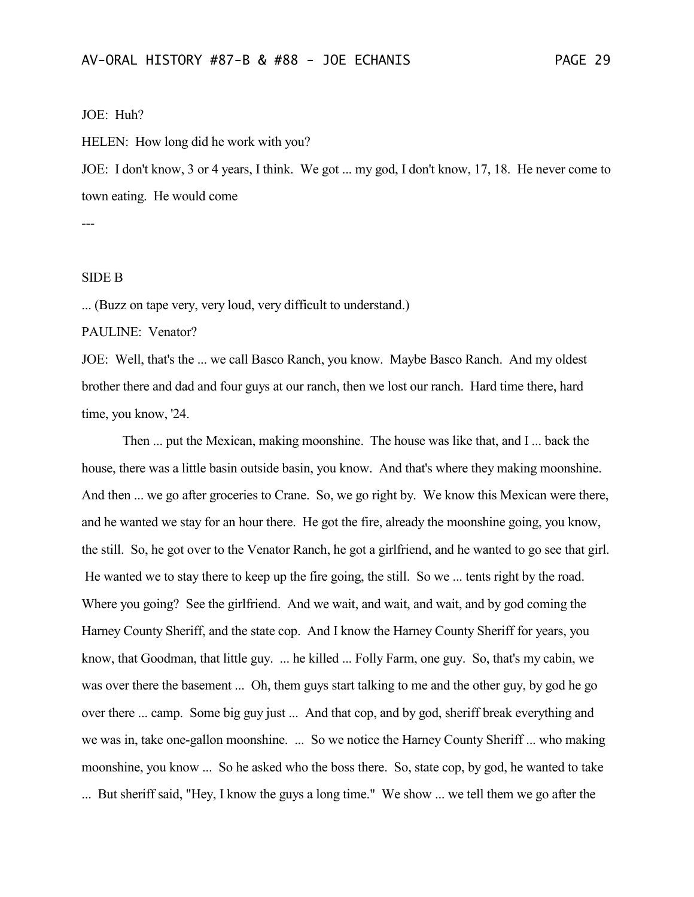JOE: Huh?

HELEN: How long did he work with you?

JOE: I don't know, 3 or 4 years, I think. We got ... my god, I don't know, 17, 18. He never come to town eating. He would come

---

SIDE B

... (Buzz on tape very, very loud, very difficult to understand.)

PAULINE: Venator?

JOE: Well, that's the ... we call Basco Ranch, you know. Maybe Basco Ranch. And my oldest brother there and dad and four guys at our ranch, then we lost our ranch. Hard time there, hard time, you know, '24.

Then ... put the Mexican, making moonshine. The house was like that, and I ... back the house, there was a little basin outside basin, you know. And that's where they making moonshine. And then ... we go after groceries to Crane. So, we go right by. We know this Mexican were there, and he wanted we stay for an hour there. He got the fire, already the moonshine going, you know, the still. So, he got over to the Venator Ranch, he got a girlfriend, and he wanted to go see that girl. He wanted we to stay there to keep up the fire going, the still. So we ... tents right by the road. Where you going? See the girlfriend. And we wait, and wait, and wait, and by god coming the Harney County Sheriff, and the state cop. And I know the Harney County Sheriff for years, you know, that Goodman, that little guy. ... he killed ... Folly Farm, one guy. So, that's my cabin, we was over there the basement ... Oh, them guys start talking to me and the other guy, by god he go over there ... camp. Some big guy just ... And that cop, and by god, sheriff break everything and we was in, take one-gallon moonshine. ... So we notice the Harney County Sheriff ... who making moonshine, you know ... So he asked who the boss there. So, state cop, by god, he wanted to take ... But sheriff said, "Hey, I know the guys a long time." We show ... we tell them we go after the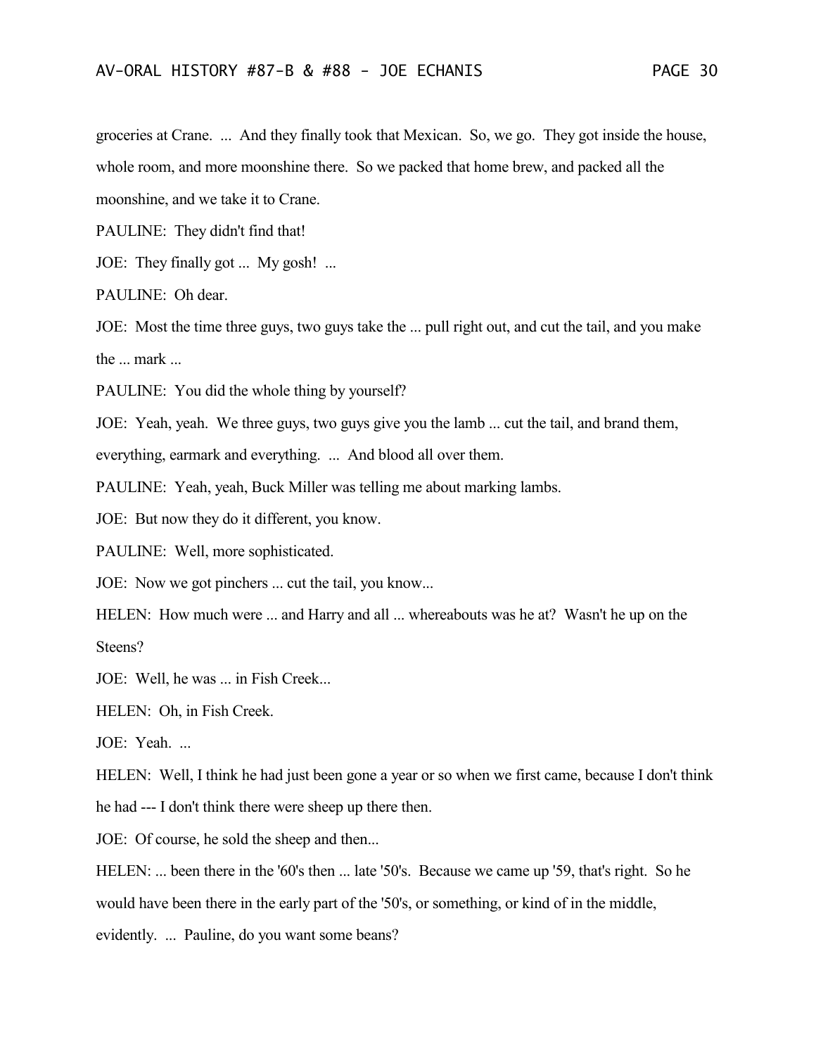groceries at Crane. ... And they finally took that Mexican. So, we go. They got inside the house, whole room, and more moonshine there. So we packed that home brew, and packed all the moonshine, and we take it to Crane.

PAULINE: They didn't find that!

JOE: They finally got ... My gosh! ...

PAULINE: Oh dear.

JOE: Most the time three guys, two guys take the ... pull right out, and cut the tail, and you make the ... mark ...

PAULINE: You did the whole thing by yourself?

JOE: Yeah, yeah. We three guys, two guys give you the lamb ... cut the tail, and brand them, everything, earmark and everything. ... And blood all over them.

PAULINE: Yeah, yeah, Buck Miller was telling me about marking lambs.

JOE: But now they do it different, you know.

PAULINE: Well, more sophisticated.

JOE: Now we got pinchers ... cut the tail, you know...

HELEN: How much were ... and Harry and all ... whereabouts was he at? Wasn't he up on the Steens?

JOE: Well, he was ... in Fish Creek...

HELEN: Oh, in Fish Creek.

JOE: Yeah. ...

HELEN: Well, I think he had just been gone a year or so when we first came, because I don't think he had --- I don't think there were sheep up there then.

JOE: Of course, he sold the sheep and then...

HELEN: ... been there in the '60's then ... late '50's. Because we came up '59, that's right. So he would have been there in the early part of the '50's, or something, or kind of in the middle, evidently. ... Pauline, do you want some beans?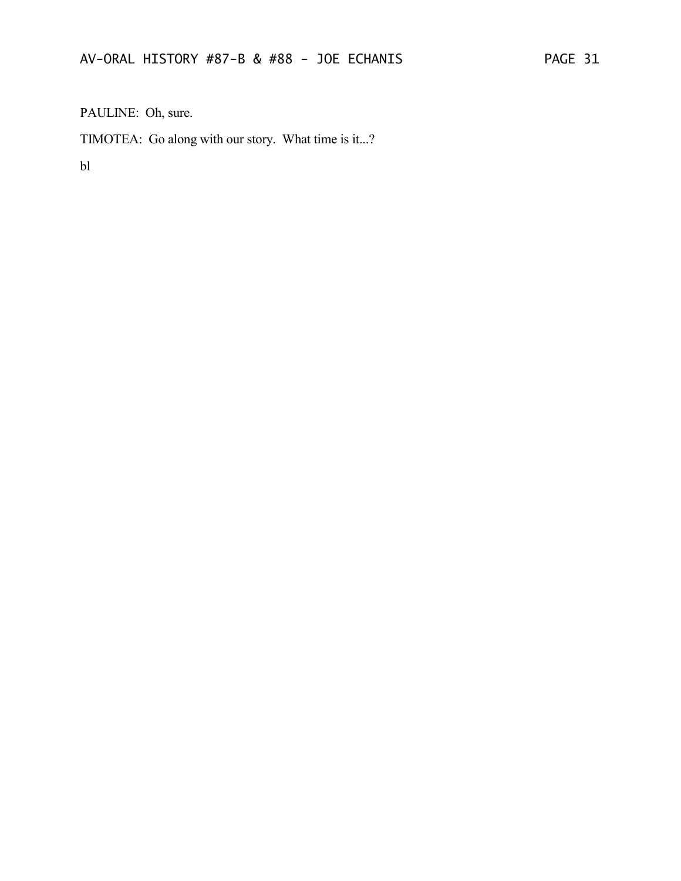PAULINE: Oh, sure.

TIMOTEA: Go along with our story. What time is it...?

bl